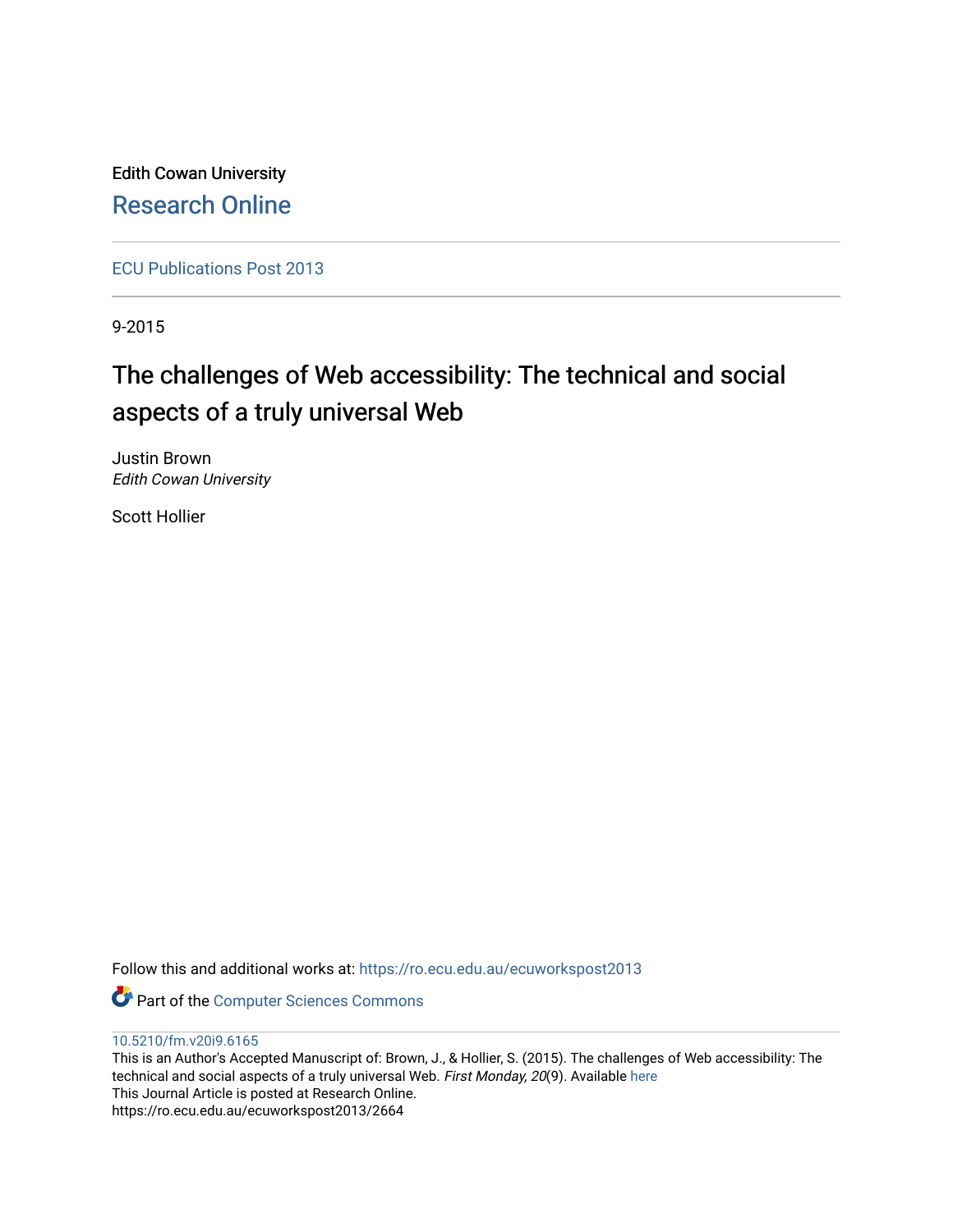Edith Cowan University

# Research Online

ECU Publications Post 2013

9-2015

# The challenges of Web accessibility: The technical and social aspects of a truly universal Web

Justin Brown
*Edith Cowan University*

Scott Hollier

Follow this and additional works at: https://ro.ecu.edu.au/ecuworkspost2013

Part of the Computer Sciences Commons

10.5210/fm.v20i9.6165
This is an Author's Accepted Manuscript of: Brown, J., & Hollier, S. (2015). The challenges of Web accessibility: The technical and social aspects of a truly universal Web. *First Monday, 20*(9). Available here
This Journal Article is posted at Research Online.
https://ro.ecu.edu.au/ecuworkspost2013/2664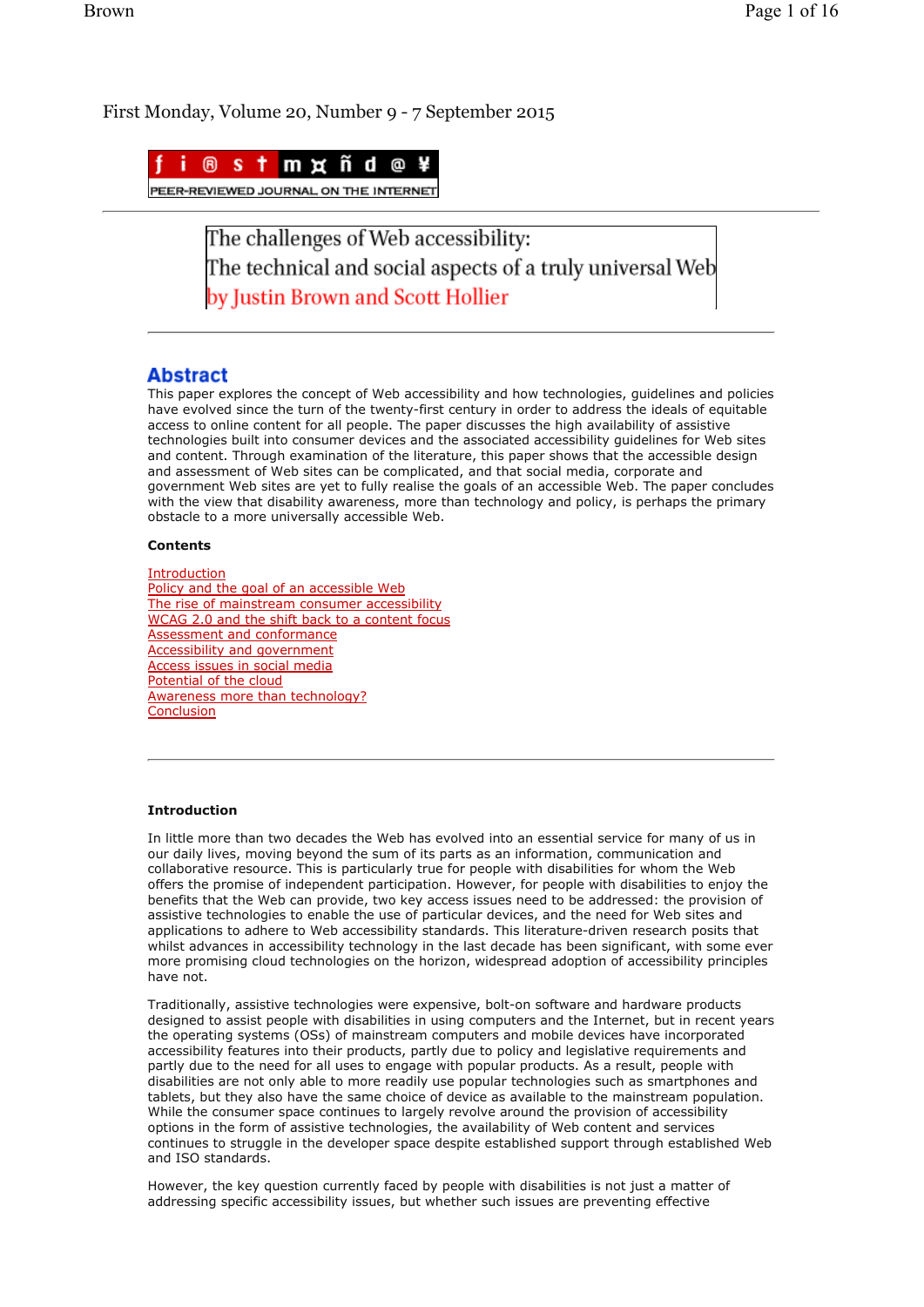First Monday, Volume 20, Number 9 - 7 September 2015

# The challenges of Web accessibility: The technical and social aspects of a truly universal Web

**by Justin Brown and Scott Hollier**

## Abstract

This paper explores the concept of Web accessibility and how technologies, guidelines and policies have evolved since the turn of the twenty-first century in order to address the ideals of equitable access to online content for all people. The paper discusses the high availability of assistive technologies built into consumer devices and the associated accessibility guidelines for Web sites and content. Through examination of the literature, this paper shows that the accessible design and assessment of Web sites can be complicated, and that social media, corporate and government Web sites are yet to fully realise the goals of an accessible Web. The paper concludes with the view that disability awareness, more than technology and policy, is perhaps the primary obstacle to a more universally accessible Web.

**Contents**

Introduction
Policy and the goal of an accessible Web
The rise of mainstream consumer accessibility
WCAG 2.0 and the shift back to a content focus
Assessment and conformance
Accessibility and government
Access issues in social media
Potential of the cloud
Awareness more than technology?
Conclusion

### Introduction

In little more than two decades the Web has evolved into an essential service for many of us in our daily lives, moving beyond the sum of its parts as an information, communication and collaborative resource. This is particularly true for people with disabilities for whom the Web offers the promise of independent participation. However, for people with disabilities to enjoy the benefits that the Web can provide, two key access issues need to be addressed: the provision of assistive technologies to enable the use of particular devices, and the need for Web sites and applications to adhere to Web accessibility standards. This literature-driven research posits that whilst advances in accessibility technology in the last decade has been significant, with some ever more promising cloud technologies on the horizon, widespread adoption of accessibility principles have not.

Traditionally, assistive technologies were expensive, bolt-on software and hardware products designed to assist people with disabilities in using computers and the Internet, but in recent years the operating systems (OSs) of mainstream computers and mobile devices have incorporated accessibility features into their products, partly due to policy and legislative requirements and partly due to the need for all uses to engage with popular products. As a result, people with disabilities are not only able to more readily use popular technologies such as smartphones and tablets, but they also have the same choice of device as available to the mainstream population. While the consumer space continues to largely revolve around the provision of accessibility options in the form of assistive technologies, the availability of Web content and services continues to struggle in the developer space despite established support through established Web and ISO standards.

However, the key question currently faced by people with disabilities is not just a matter of addressing specific accessibility issues, but whether such issues are preventing effective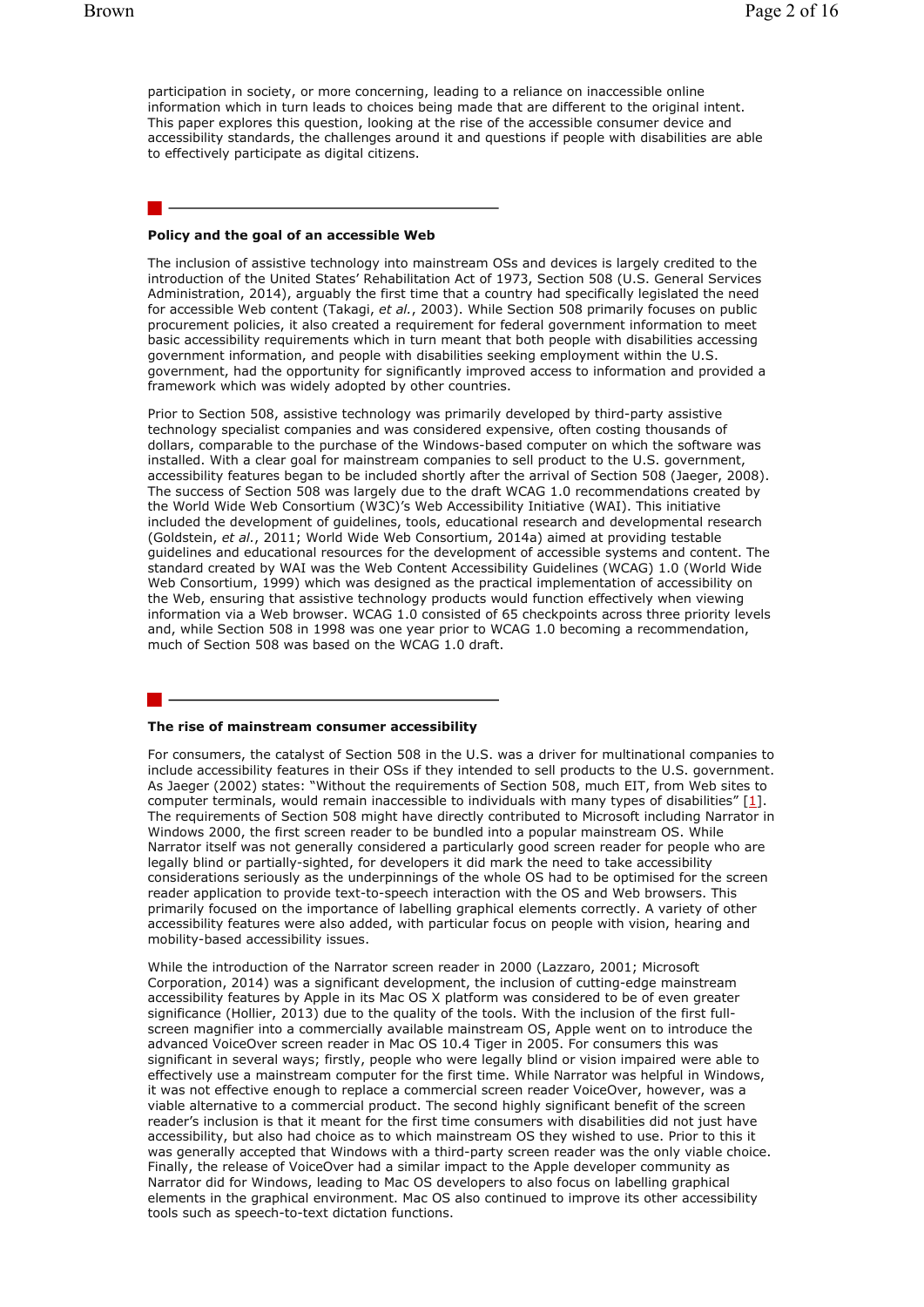participation in society, or more concerning, leading to a reliance on inaccessible online information which in turn leads to choices being made that are different to the original intent. This paper explores this question, looking at the rise of the accessible consumer device and accessibility standards, the challenges around it and questions if people with disabilities are able to effectively participate as digital citizens.

## Policy and the goal of an accessible Web

The inclusion of assistive technology into mainstream OSs and devices is largely credited to the introduction of the United States' Rehabilitation Act of 1973, Section 508 (U.S. General Services Administration, 2014), arguably the first time that a country had specifically legislated the need for accessible Web content (Takagi, *et al.*, 2003). While Section 508 primarily focuses on public procurement policies, it also created a requirement for federal government information to meet basic accessibility requirements which in turn meant that both people with disabilities accessing government information, and people with disabilities seeking employment within the U.S. government, had the opportunity for significantly improved access to information and provided a framework which was widely adopted by other countries.

Prior to Section 508, assistive technology was primarily developed by third-party assistive technology specialist companies and was considered expensive, often costing thousands of dollars, comparable to the purchase of the Windows-based computer on which the software was installed. With a clear goal for mainstream companies to sell product to the U.S. government, accessibility features began to be included shortly after the arrival of Section 508 (Jaeger, 2008). The success of Section 508 was largely due to the draft WCAG 1.0 recommendations created by the World Wide Web Consortium (W3C)'s Web Accessibility Initiative (WAI). This initiative included the development of guidelines, tools, educational research and developmental research (Goldstein, *et al.*, 2011; World Wide Web Consortium, 2014a) aimed at providing testable guidelines and educational resources for the development of accessible systems and content. The standard created by WAI was the Web Content Accessibility Guidelines (WCAG) 1.0 (World Wide Web Consortium, 1999) which was designed as the practical implementation of accessibility on the Web, ensuring that assistive technology products would function effectively when viewing information via a Web browser. WCAG 1.0 consisted of 65 checkpoints across three priority levels and, while Section 508 in 1998 was one year prior to WCAG 1.0 becoming a recommendation, much of Section 508 was based on the WCAG 1.0 draft.

## The rise of mainstream consumer accessibility

For consumers, the catalyst of Section 508 in the U.S. was a driver for multinational companies to include accessibility features in their OSs if they intended to sell products to the U.S. government. As Jaeger (2002) states: "Without the requirements of Section 508, much EIT, from Web sites to computer terminals, would remain inaccessible to individuals with many types of disabilities" [1]. The requirements of Section 508 might have directly contributed to Microsoft including Narrator in Windows 2000, the first screen reader to be bundled into a popular mainstream OS. While Narrator itself was not generally considered a particularly good screen reader for people who are legally blind or partially-sighted, for developers it did mark the need to take accessibility considerations seriously as the underpinnings of the whole OS had to be optimised for the screen reader application to provide text-to-speech interaction with the OS and Web browsers. This primarily focused on the importance of labelling graphical elements correctly. A variety of other accessibility features were also added, with particular focus on people with vision, hearing and mobility-based accessibility issues.

While the introduction of the Narrator screen reader in 2000 (Lazzaro, 2001; Microsoft Corporation, 2014) was a significant development, the inclusion of cutting-edge mainstream accessibility features by Apple in its Mac OS X platform was considered to be of even greater significance (Hollier, 2013) due to the quality of the tools. With the inclusion of the first full-screen magnifier into a commercially available mainstream OS, Apple went on to introduce the advanced VoiceOver screen reader in Mac OS 10.4 Tiger in 2005. For consumers this was significant in several ways; firstly, people who were legally blind or vision impaired were able to effectively use a mainstream computer for the first time. While Narrator was helpful in Windows, it was not effective enough to replace a commercial screen reader VoiceOver, however, was a viable alternative to a commercial product. The second highly significant benefit of the screen reader's inclusion is that it meant for the first time consumers with disabilities did not just have accessibility, but also had choice as to which mainstream OS they wished to use. Prior to this it was generally accepted that Windows with a third-party screen reader was the only viable choice. Finally, the release of VoiceOver had a similar impact to the Apple developer community as Narrator did for Windows, leading to Mac OS developers to also focus on labelling graphical elements in the graphical environment. Mac OS also continued to improve its other accessibility tools such as speech-to-text dictation functions.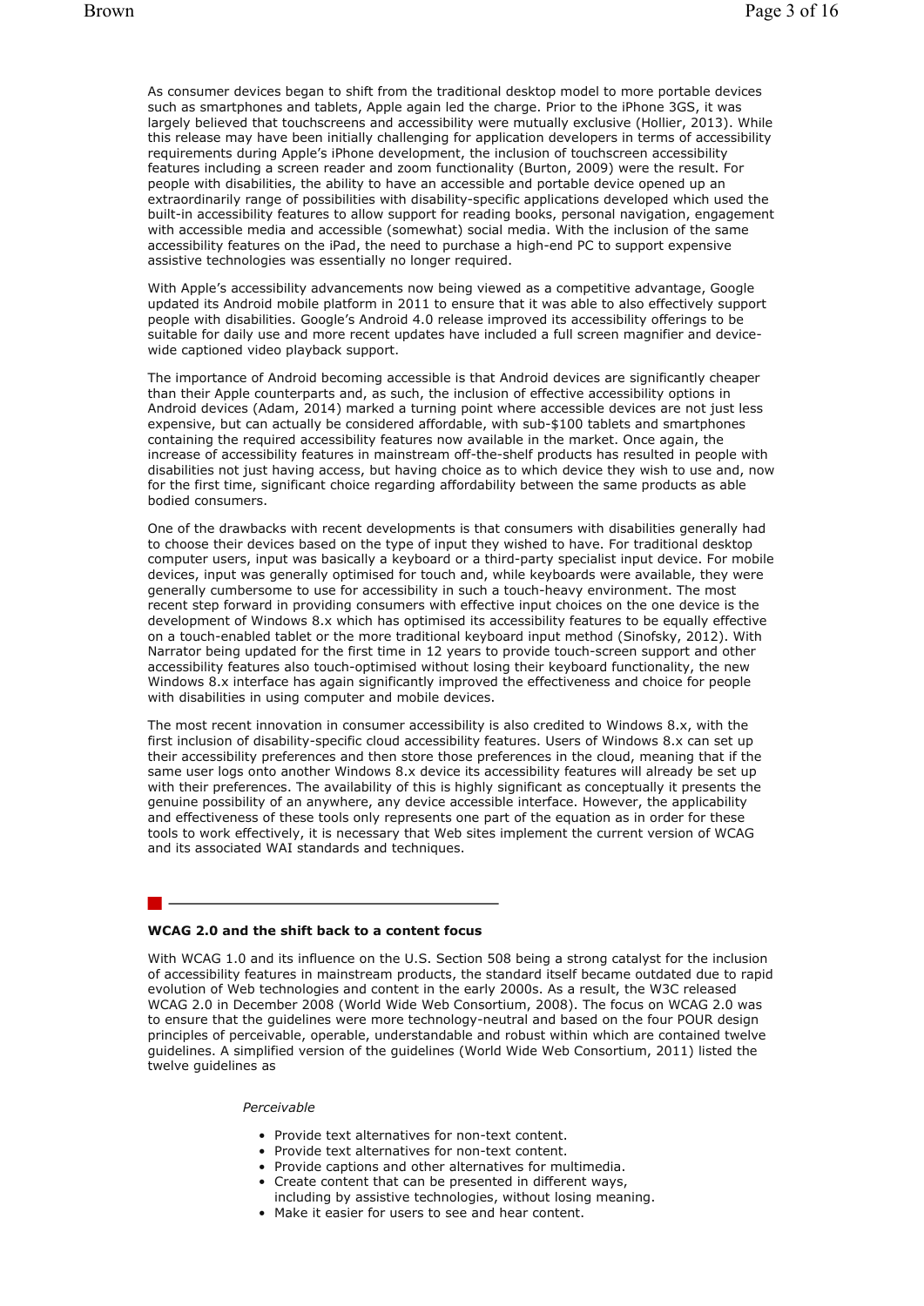As consumer devices began to shift from the traditional desktop model to more portable devices such as smartphones and tablets, Apple again led the charge. Prior to the iPhone 3GS, it was largely believed that touchscreens and accessibility were mutually exclusive (Hollier, 2013). While this release may have been initially challenging for application developers in terms of accessibility requirements during Apple's iPhone development, the inclusion of touchscreen accessibility features including a screen reader and zoom functionality (Burton, 2009) were the result. For people with disabilities, the ability to have an accessible and portable device opened up an extraordinarily range of possibilities with disability-specific applications developed which used the built-in accessibility features to allow support for reading books, personal navigation, engagement with accessible media and accessible (somewhat) social media. With the inclusion of the same accessibility features on the iPad, the need to purchase a high-end PC to support expensive assistive technologies was essentially no longer required.

With Apple's accessibility advancements now being viewed as a competitive advantage, Google updated its Android mobile platform in 2011 to ensure that it was able to also effectively support people with disabilities. Google's Android 4.0 release improved its accessibility offerings to be suitable for daily use and more recent updates have included a full screen magnifier and device-wide captioned video playback support.

The importance of Android becoming accessible is that Android devices are significantly cheaper than their Apple counterparts and, as such, the inclusion of effective accessibility options in Android devices (Adam, 2014) marked a turning point where accessible devices are not just less expensive, but can actually be considered affordable, with sub-$100 tablets and smartphones containing the required accessibility features now available in the market. Once again, the increase of accessibility features in mainstream off-the-shelf products has resulted in people with disabilities not just having access, but having choice as to which device they wish to use and, now for the first time, significant choice regarding affordability between the same products as able bodied consumers.

One of the drawbacks with recent developments is that consumers with disabilities generally had to choose their devices based on the type of input they wished to have. For traditional desktop computer users, input was basically a keyboard or a third-party specialist input device. For mobile devices, input was generally optimised for touch and, while keyboards were available, they were generally cumbersome to use for accessibility in such a touch-heavy environment. The most recent step forward in providing consumers with effective input choices on the one device is the development of Windows 8.x which has optimised its accessibility features to be equally effective on a touch-enabled tablet or the more traditional keyboard input method (Sinofsky, 2012). With Narrator being updated for the first time in 12 years to provide touch-screen support and other accessibility features also touch-optimised without losing their keyboard functionality, the new Windows 8.x interface has again significantly improved the effectiveness and choice for people with disabilities in using computer and mobile devices.

The most recent innovation in consumer accessibility is also credited to Windows 8.x, with the first inclusion of disability-specific cloud accessibility features. Users of Windows 8.x can set up their accessibility preferences and then store those preferences in the cloud, meaning that if the same user logs onto another Windows 8.x device its accessibility features will already be set up with their preferences. The availability of this is highly significant as conceptually it presents the genuine possibility of an anywhere, any device accessible interface. However, the applicability and effectiveness of these tools only represents one part of the equation as in order for these tools to work effectively, it is necessary that Web sites implement the current version of WCAG and its associated WAI standards and techniques.

## WCAG 2.0 and the shift back to a content focus

With WCAG 1.0 and its influence on the U.S. Section 508 being a strong catalyst for the inclusion of accessibility features in mainstream products, the standard itself became outdated due to rapid evolution of Web technologies and content in the early 2000s. As a result, the W3C released WCAG 2.0 in December 2008 (World Wide Web Consortium, 2008). The focus on WCAG 2.0 was to ensure that the guidelines were more technology-neutral and based on the four POUR design principles of perceivable, operable, understandable and robust within which are contained twelve guidelines. A simplified version of the guidelines (World Wide Web Consortium, 2011) listed the twelve guidelines as

*Perceivable*

- Provide text alternatives for non-text content.
- Provide text alternatives for non-text content.
- Provide captions and other alternatives for multimedia.
- Create content that can be presented in different ways, including by assistive technologies, without losing meaning.
- Make it easier for users to see and hear content.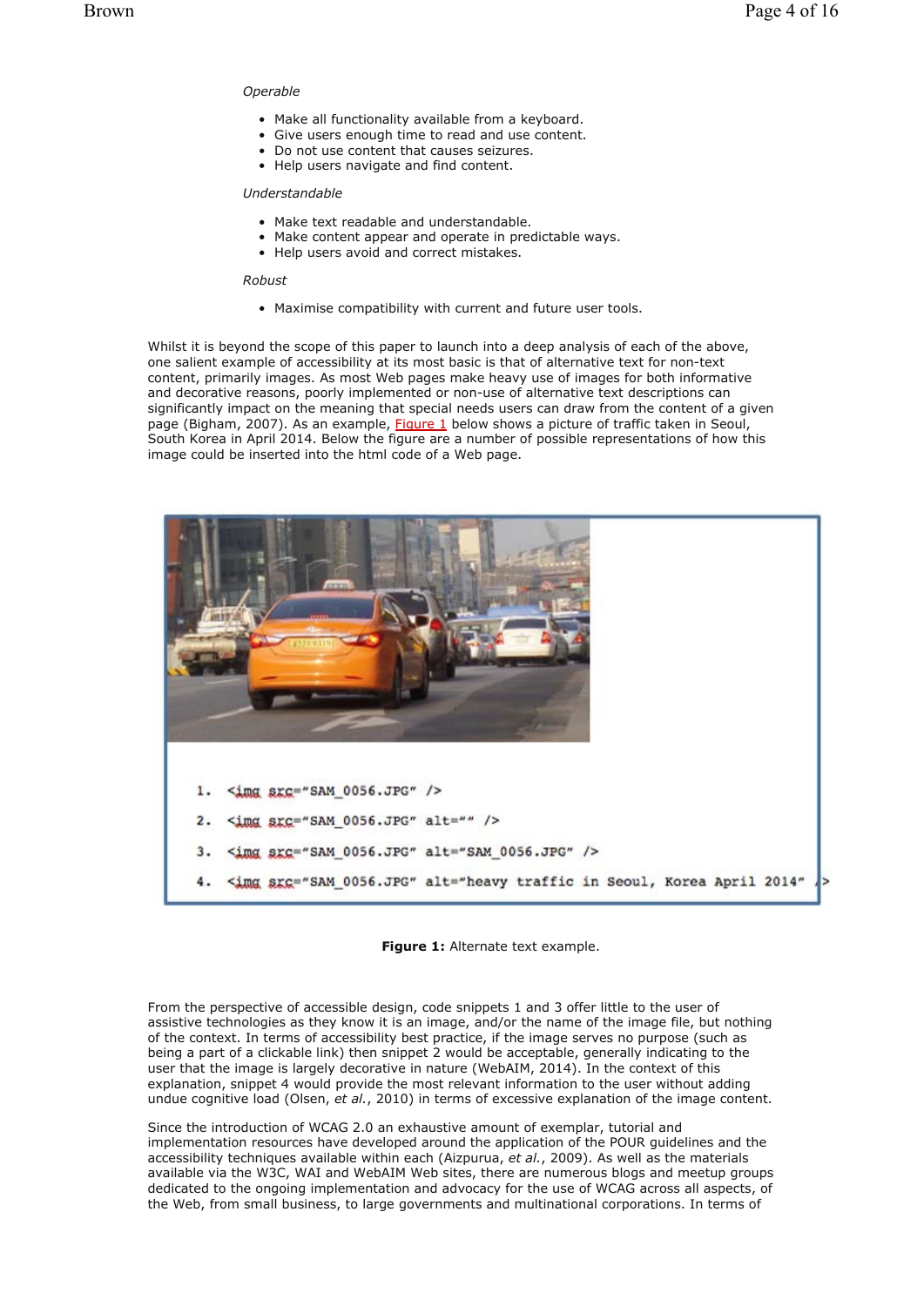*Operable*

- Make all functionality available from a keyboard.
- Give users enough time to read and use content.
- Do not use content that causes seizures.
- Help users navigate and find content.

*Understandable*

- Make text readable and understandable.
- Make content appear and operate in predictable ways.
- Help users avoid and correct mistakes.

*Robust*

- Maximise compatibility with current and future user tools.

Whilst it is beyond the scope of this paper to launch into a deep analysis of each of the above, one salient example of accessibility at its most basic is that of alternative text for non-text content, primarily images. As most Web pages make heavy use of images for both informative and decorative reasons, poorly implemented or non-use of alternative text descriptions can significantly impact on the meaning that special needs users can draw from the content of a given page (Bigham, 2007). As an example, Figure 1 below shows a picture of traffic taken in Seoul, South Korea in April 2014. Below the figure are a number of possible representations of how this image could be inserted into the html code of a Web page.

```
1. <img src="SAM_0056.JPG" />
2. <img src="SAM_0056.JPG" alt="" />
3. <img src="SAM_0056.JPG" alt="SAM_0056.JPG" />
4. <img src="SAM_0056.JPG" alt="heavy traffic in Seoul, Korea April 2014" />
```

**Figure 1:** Alternate text example.

From the perspective of accessible design, code snippets 1 and 3 offer little to the user of assistive technologies as they know it is an image, and/or the name of the image file, but nothing of the context. In terms of accessibility best practice, if the image serves no purpose (such as being a part of a clickable link) then snippet 2 would be acceptable, generally indicating to the user that the image is largely decorative in nature (WebAIM, 2014). In the context of this explanation, snippet 4 would provide the most relevant information to the user without adding undue cognitive load (Olsen, *et al.*, 2010) in terms of excessive explanation of the image content.

Since the introduction of WCAG 2.0 an exhaustive amount of exemplar, tutorial and implementation resources have developed around the application of the POUR guidelines and the accessibility techniques available within each (Aizpurua, *et al.*, 2009). As well as the materials available via the W3C, WAI and WebAIM Web sites, there are numerous blogs and meetup groups dedicated to the ongoing implementation and advocacy for the use of WCAG across all aspects, of the Web, from small business, to large governments and multinational corporations. In terms of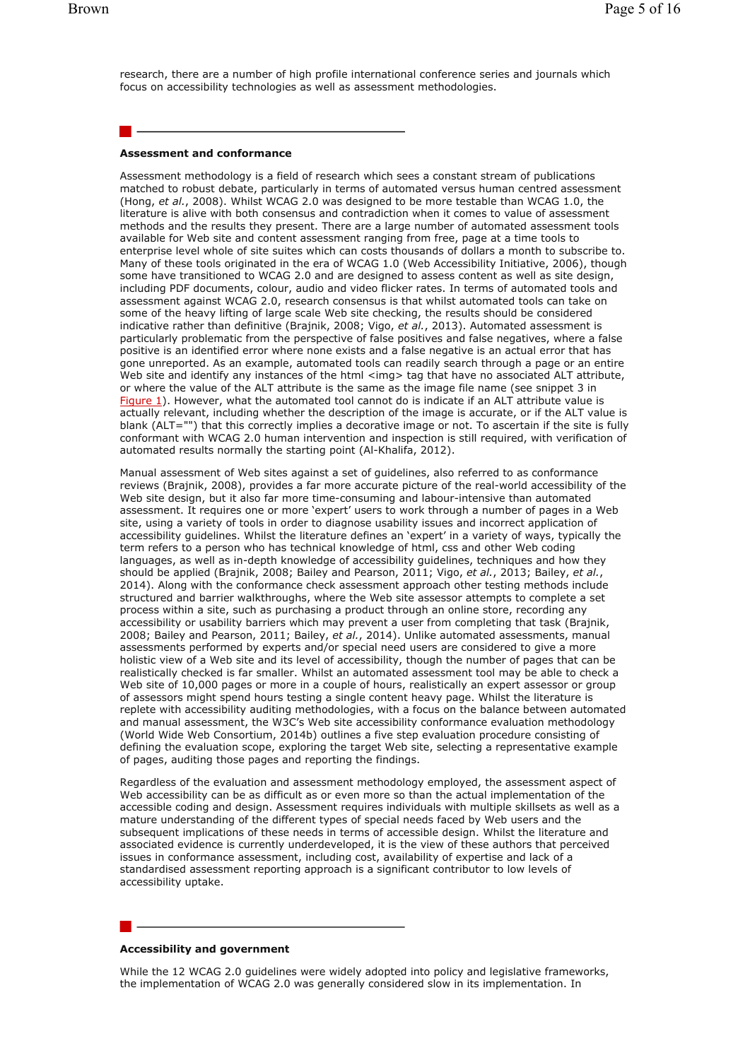research, there are a number of high profile international conference series and journals which focus on accessibility technologies as well as assessment methodologies.

## Assessment and conformance

Assessment methodology is a field of research which sees a constant stream of publications matched to robust debate, particularly in terms of automated versus human centred assessment (Hong, *et al.*, 2008). Whilst WCAG 2.0 was designed to be more testable than WCAG 1.0, the literature is alive with both consensus and contradiction when it comes to value of assessment methods and the results they present. There are a large number of automated assessment tools available for Web site and content assessment ranging from free, page at a time tools to enterprise level whole of site suites which can costs thousands of dollars a month to subscribe to. Many of these tools originated in the era of WCAG 1.0 (Web Accessibility Initiative, 2006), though some have transitioned to WCAG 2.0 and are designed to assess content as well as site design, including PDF documents, colour, audio and video flicker rates. In terms of automated tools and assessment against WCAG 2.0, research consensus is that whilst automated tools can take on some of the heavy lifting of large scale Web site checking, the results should be considered indicative rather than definitive (Brajnik, 2008; Vigo, *et al.*, 2013). Automated assessment is particularly problematic from the perspective of false positives and false negatives, where a false positive is an identified error where none exists and a false negative is an actual error that has gone unreported. As an example, automated tools can readily search through a page or an entire Web site and identify any instances of the html <img> tag that have no associated ALT attribute, or where the value of the ALT attribute is the same as the image file name (see snippet 3 in Figure 1). However, what the automated tool cannot do is indicate if an ALT attribute value is actually relevant, including whether the description of the image is accurate, or if the ALT value is blank (ALT="") that this correctly implies a decorative image or not. To ascertain if the site is fully conformant with WCAG 2.0 human intervention and inspection is still required, with verification of automated results normally the starting point (Al-Khalifa, 2012).

Manual assessment of Web sites against a set of guidelines, also referred to as conformance reviews (Brajnik, 2008), provides a far more accurate picture of the real-world accessibility of the Web site design, but it also far more time-consuming and labour-intensive than automated assessment. It requires one or more 'expert' users to work through a number of pages in a Web site, using a variety of tools in order to diagnose usability issues and incorrect application of accessibility guidelines. Whilst the literature defines an 'expert' in a variety of ways, typically the term refers to a person who has technical knowledge of html, css and other Web coding languages, as well as in-depth knowledge of accessibility guidelines, techniques and how they should be applied (Brajnik, 2008; Bailey and Pearson, 2011; Vigo, *et al.*, 2013; Bailey, *et al.*, 2014). Along with the conformance check assessment approach other testing methods include structured and barrier walkthroughs, where the Web site assessor attempts to complete a set process within a site, such as purchasing a product through an online store, recording any accessibility or usability barriers which may prevent a user from completing that task (Brajnik, 2008; Bailey and Pearson, 2011; Bailey, *et al.*, 2014). Unlike automated assessments, manual assessments performed by experts and/or special need users are considered to give a more holistic view of a Web site and its level of accessibility, though the number of pages that can be realistically checked is far smaller. Whilst an automated assessment tool may be able to check a Web site of 10,000 pages or more in a couple of hours, realistically an expert assessor or group of assessors might spend hours testing a single content heavy page. Whilst the literature is replete with accessibility auditing methodologies, with a focus on the balance between automated and manual assessment, the W3C's Web site accessibility conformance evaluation methodology (World Wide Web Consortium, 2014b) outlines a five step evaluation procedure consisting of defining the evaluation scope, exploring the target Web site, selecting a representative example of pages, auditing those pages and reporting the findings.

Regardless of the evaluation and assessment methodology employed, the assessment aspect of Web accessibility can be as difficult as or even more so than the actual implementation of the accessible coding and design. Assessment requires individuals with multiple skillsets as well as a mature understanding of the different types of special needs faced by Web users and the subsequent implications of these needs in terms of accessible design. Whilst the literature and associated evidence is currently underdeveloped, it is the view of these authors that perceived issues in conformance assessment, including cost, availability of expertise and lack of a standardised assessment reporting approach is a significant contributor to low levels of accessibility uptake.

## Accessibility and government

While the 12 WCAG 2.0 guidelines were widely adopted into policy and legislative frameworks, the implementation of WCAG 2.0 was generally considered slow in its implementation. In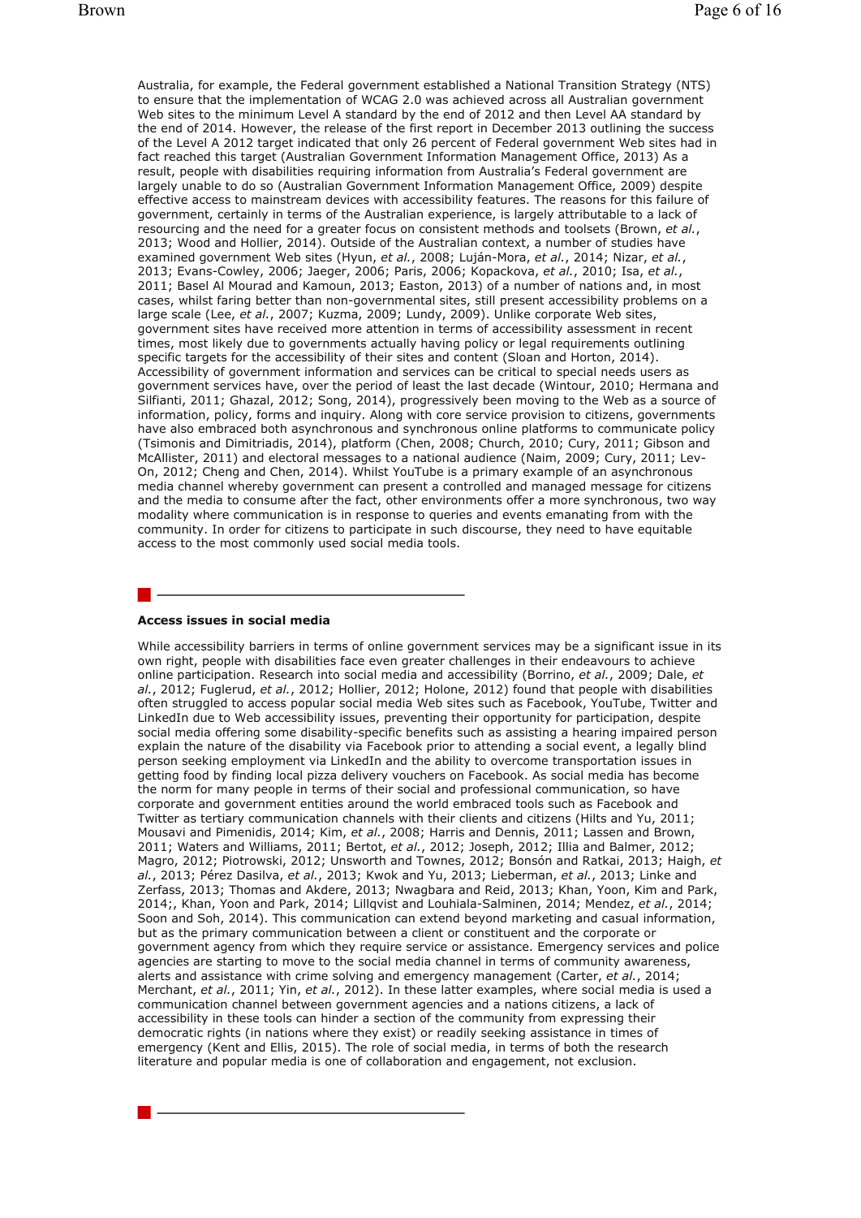Australia, for example, the Federal government established a National Transition Strategy (NTS) to ensure that the implementation of WCAG 2.0 was achieved across all Australian government Web sites to the minimum Level A standard by the end of 2012 and then Level AA standard by the end of 2014. However, the release of the first report in December 2013 outlining the success of the Level A 2012 target indicated that only 26 percent of Federal government Web sites had in fact reached this target (Australian Government Information Management Office, 2013) As a result, people with disabilities requiring information from Australia's Federal government are largely unable to do so (Australian Government Information Management Office, 2009) despite effective access to mainstream devices with accessibility features. The reasons for this failure of government, certainly in terms of the Australian experience, is largely attributable to a lack of resourcing and the need for a greater focus on consistent methods and toolsets (Brown, *et al.*, 2013; Wood and Hollier, 2014). Outside of the Australian context, a number of studies have examined government Web sites (Hyun, *et al.*, 2008; Luján-Mora, *et al.*, 2014; Nizar, *et al.*, 2013; Evans-Cowley, 2006; Jaeger, 2006; Paris, 2006; Kopackova, *et al.*, 2010; Isa, *et al.*, 2011; Basel Al Mourad and Kamoun, 2013; Easton, 2013) of a number of nations and, in most cases, whilst faring better than non-governmental sites, still present accessibility problems on a large scale (Lee, *et al.*, 2007; Kuzma, 2009; Lundy, 2009). Unlike corporate Web sites, government sites have received more attention in terms of accessibility assessment in recent times, most likely due to governments actually having policy or legal requirements outlining specific targets for the accessibility of their sites and content (Sloan and Horton, 2014). Accessibility of government information and services can be critical to special needs users as government services have, over the period of least the last decade (Wintour, 2010; Hermana and Silfianti, 2011; Ghazal, 2012; Song, 2014), progressively been moving to the Web as a source of information, policy, forms and inquiry. Along with core service provision to citizens, governments have also embraced both asynchronous and synchronous online platforms to communicate policy (Tsimonis and Dimitriadis, 2014), platform (Chen, 2008; Church, 2010; Cury, 2011; Gibson and McAllister, 2011) and electoral messages to a national audience (Naim, 2009; Cury, 2011; Lev-On, 2012; Cheng and Chen, 2014). Whilst YouTube is a primary example of an asynchronous media channel whereby government can present a controlled and managed message for citizens and the media to consume after the fact, other environments offer a more synchronous, two way modality where communication is in response to queries and events emanating from with the community. In order for citizens to participate in such discourse, they need to have equitable access to the most commonly used social media tools.

## Access issues in social media

While accessibility barriers in terms of online government services may be a significant issue in its own right, people with disabilities face even greater challenges in their endeavours to achieve online participation. Research into social media and accessibility (Borrino, *et al.*, 2009; Dale, *et al.*, 2012; Fuglerud, *et al.*, 2012; Hollier, 2012; Holone, 2012) found that people with disabilities often struggled to access popular social media Web sites such as Facebook, YouTube, Twitter and LinkedIn due to Web accessibility issues, preventing their opportunity for participation, despite social media offering some disability-specific benefits such as assisting a hearing impaired person explain the nature of the disability via Facebook prior to attending a social event, a legally blind person seeking employment via LinkedIn and the ability to overcome transportation issues in getting food by finding local pizza delivery vouchers on Facebook. As social media has become the norm for many people in terms of their social and professional communication, so have corporate and government entities around the world embraced tools such as Facebook and Twitter as tertiary communication channels with their clients and citizens (Hilts and Yu, 2011; Mousavi and Pimenidis, 2014; Kim, *et al.*, 2008; Harris and Dennis, 2011; Lassen and Brown, 2011; Waters and Williams, 2011; Bertot, *et al.*, 2012; Joseph, 2012; Illia and Balmer, 2012; Magro, 2012; Piotrowski, 2012; Unsworth and Townes, 2012; Bonsón and Ratkai, 2013; Haigh, *et al.*, 2013; Pérez Dasilva, *et al.*, 2013; Kwok and Yu, 2013; Lieberman, *et al.*, 2013; Linke and Zerfass, 2013; Thomas and Akdere, 2013; Nwagbara and Reid, 2013; Khan, Yoon, Kim and Park, 2014;, Khan, Yoon and Park, 2014; Lillqvist and Louhiala-Salminen, 2014; Mendez, *et al.*, 2014; Soon and Soh, 2014). This communication can extend beyond marketing and casual information, but as the primary communication between a client or constituent and the corporate or government agency from which they require service or assistance. Emergency services and police agencies are starting to move to the social media channel in terms of community awareness, alerts and assistance with crime solving and emergency management (Carter, *et al.*, 2014; Merchant, *et al.*, 2011; Yin, *et al.*, 2012). In these latter examples, where social media is used a communication channel between government agencies and a nations citizens, a lack of accessibility in these tools can hinder a section of the community from expressing their democratic rights (in nations where they exist) or readily seeking assistance in times of emergency (Kent and Ellis, 2015). The role of social media, in terms of both the research literature and popular media is one of collaboration and engagement, not exclusion.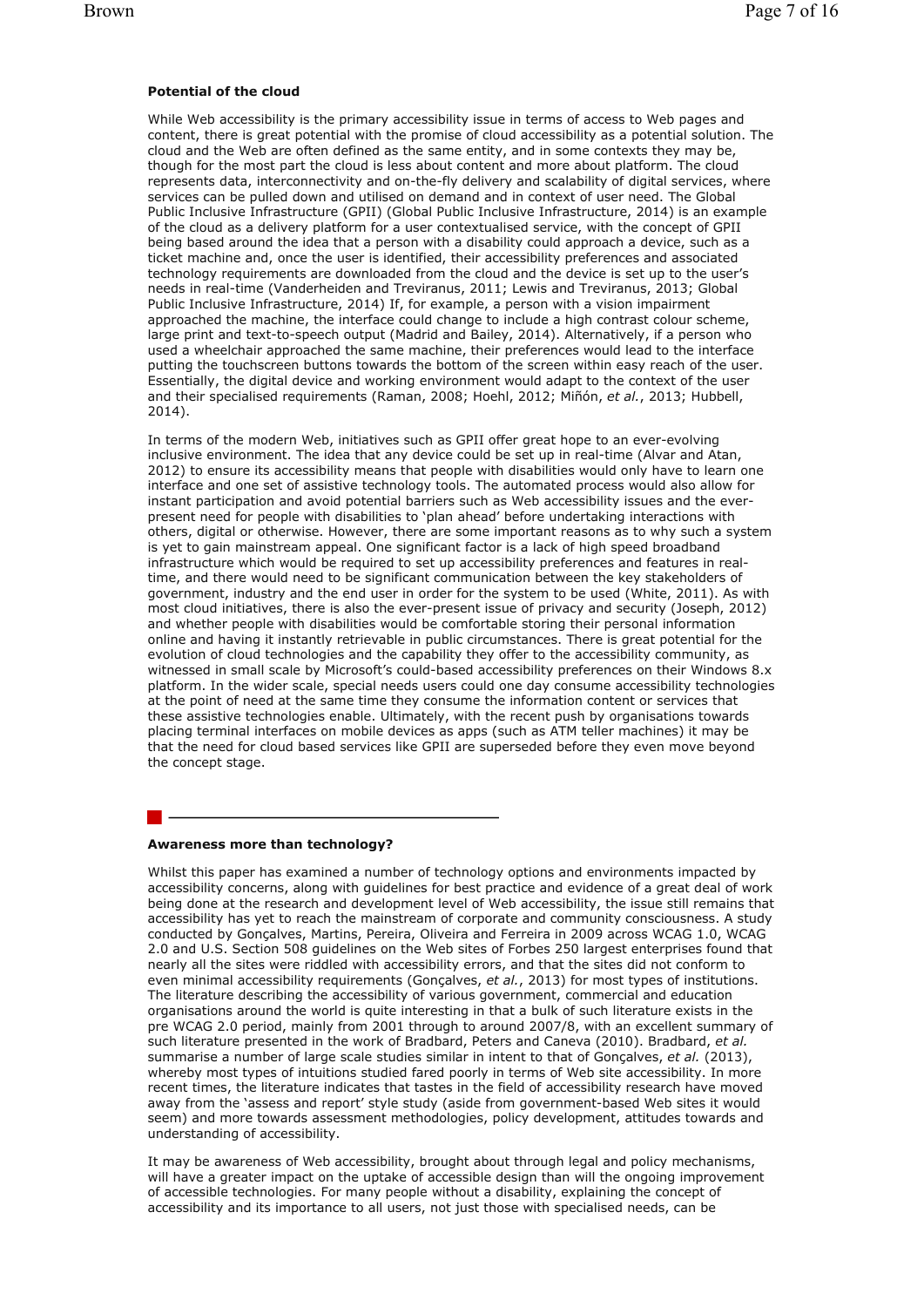### Potential of the cloud

While Web accessibility is the primary accessibility issue in terms of access to Web pages and content, there is great potential with the promise of cloud accessibility as a potential solution. The cloud and the Web are often defined as the same entity, and in some contexts they may be, though for the most part the cloud is less about content and more about platform. The cloud represents data, interconnectivity and on-the-fly delivery and scalability of digital services, where services can be pulled down and utilised on demand and in context of user need. The Global Public Inclusive Infrastructure (GPII) (Global Public Inclusive Infrastructure, 2014) is an example of the cloud as a delivery platform for a user contextualised service, with the concept of GPII being based around the idea that a person with a disability could approach a device, such as a ticket machine and, once the user is identified, their accessibility preferences and associated technology requirements are downloaded from the cloud and the device is set up to the user's needs in real-time (Vanderheiden and Treviranus, 2011; Lewis and Treviranus, 2013; Global Public Inclusive Infrastructure, 2014) If, for example, a person with a vision impairment approached the machine, the interface could change to include a high contrast colour scheme, large print and text-to-speech output (Madrid and Bailey, 2014). Alternatively, if a person who used a wheelchair approached the same machine, their preferences would lead to the interface putting the touchscreen buttons towards the bottom of the screen within easy reach of the user. Essentially, the digital device and working environment would adapt to the context of the user and their specialised requirements (Raman, 2008; Hoehl, 2012; Miñón, *et al.*, 2013; Hubbell, 2014).

In terms of the modern Web, initiatives such as GPII offer great hope to an ever-evolving inclusive environment. The idea that any device could be set up in real-time (Alvar and Atan, 2012) to ensure its accessibility means that people with disabilities would only have to learn one interface and one set of assistive technology tools. The automated process would also allow for instant participation and avoid potential barriers such as Web accessibility issues and the ever-present need for people with disabilities to 'plan ahead' before undertaking interactions with others, digital or otherwise. However, there are some important reasons as to why such a system is yet to gain mainstream appeal. One significant factor is a lack of high speed broadband infrastructure which would be required to set up accessibility preferences and features in real-time, and there would need to be significant communication between the key stakeholders of government, industry and the end user in order for the system to be used (White, 2011). As with most cloud initiatives, there is also the ever-present issue of privacy and security (Joseph, 2012) and whether people with disabilities would be comfortable storing their personal information online and having it instantly retrievable in public circumstances. There is great potential for the evolution of cloud technologies and the capability they offer to the accessibility community, as witnessed in small scale by Microsoft's could-based accessibility preferences on their Windows 8.x platform. In the wider scale, special needs users could one day consume accessibility technologies at the point of need at the same time they consume the information content or services that these assistive technologies enable. Ultimately, with the recent push by organisations towards placing terminal interfaces on mobile devices as apps (such as ATM teller machines) it may be that the need for cloud based services like GPII are superseded before they even move beyond the concept stage.

### Awareness more than technology?

Whilst this paper has examined a number of technology options and environments impacted by accessibility concerns, along with guidelines for best practice and evidence of a great deal of work being done at the research and development level of Web accessibility, the issue still remains that accessibility has yet to reach the mainstream of corporate and community consciousness. A study conducted by Gonçalves, Martins, Pereira, Oliveira and Ferreira in 2009 across WCAG 1.0, WCAG 2.0 and U.S. Section 508 guidelines on the Web sites of Forbes 250 largest enterprises found that nearly all the sites were riddled with accessibility errors, and that the sites did not conform to even minimal accessibility requirements (Gonçalves, *et al.*, 2013) for most types of institutions. The literature describing the accessibility of various government, commercial and education organisations around the world is quite interesting in that a bulk of such literature exists in the pre WCAG 2.0 period, mainly from 2001 through to around 2007/8, with an excellent summary of such literature presented in the work of Bradbard, Peters and Caneva (2010). Bradbard, *et al.* summarise a number of large scale studies similar in intent to that of Gonçalves, *et al.* (2013), whereby most types of intuitions studied fared poorly in terms of Web site accessibility. In more recent times, the literature indicates that tastes in the field of accessibility research have moved away from the 'assess and report' style study (aside from government-based Web sites it would seem) and more towards assessment methodologies, policy development, attitudes towards and understanding of accessibility.

It may be awareness of Web accessibility, brought about through legal and policy mechanisms, will have a greater impact on the uptake of accessible design than will the ongoing improvement of accessible technologies. For many people without a disability, explaining the concept of accessibility and its importance to all users, not just those with specialised needs, can be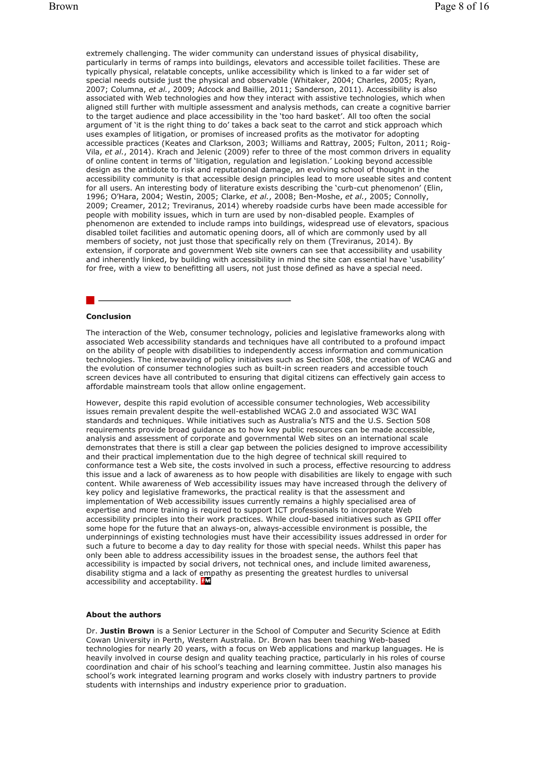extremely challenging. The wider community can understand issues of physical disability, particularly in terms of ramps into buildings, elevators and accessible toilet facilities. These are typically physical, relatable concepts, unlike accessibility which is linked to a far wider set of special needs outside just the physical and observable (Whitaker, 2004; Charles, 2005; Ryan, 2007; Columna, *et al.*, 2009; Adcock and Baillie, 2011; Sanderson, 2011). Accessibility is also associated with Web technologies and how they interact with assistive technologies, which when aligned still further with multiple assessment and analysis methods, can create a cognitive barrier to the target audience and place accessibility in the 'too hard basket'. All too often the social argument of 'it is the right thing to do' takes a back seat to the carrot and stick approach which uses examples of litigation, or promises of increased profits as the motivator for adopting accessible practices (Keates and Clarkson, 2003; Williams and Rattray, 2005; Fulton, 2011; Roig-Vila, *et al.*, 2014). Krach and Jelenic (2009) refer to three of the most common drivers in equality of online content in terms of 'litigation, regulation and legislation.' Looking beyond accessible design as the antidote to risk and reputational damage, an evolving school of thought in the accessibility community is that accessible design principles lead to more useable sites and content for all users. An interesting body of literature exists describing the 'curb-cut phenomenon' (Elin, 1996; O'Hara, 2004; Westin, 2005; Clarke, *et al.*, 2008; Ben-Moshe, *et al.*, 2005; Connolly, 2009; Creamer, 2012; Treviranus, 2014) whereby roadside curbs have been made accessible for people with mobility issues, which in turn are used by non-disabled people. Examples of phenomenon are extended to include ramps into buildings, widespread use of elevators, spacious disabled toilet facilities and automatic opening doors, all of which are commonly used by all members of society, not just those that specifically rely on them (Treviranus, 2014). By extension, if corporate and government Web site owners can see that accessibility and usability and inherently linked, by building with accessibility in mind the site can essential have 'usability' for free, with a view to benefitting all users, not just those defined as have a special need.

## Conclusion

The interaction of the Web, consumer technology, policies and legislative frameworks along with associated Web accessibility standards and techniques have all contributed to a profound impact on the ability of people with disabilities to independently access information and communication technologies. The interweaving of policy initiatives such as Section 508, the creation of WCAG and the evolution of consumer technologies such as built-in screen readers and accessible touch screen devices have all contributed to ensuring that digital citizens can effectively gain access to affordable mainstream tools that allow online engagement.

However, despite this rapid evolution of accessible consumer technologies, Web accessibility issues remain prevalent despite the well-established WCAG 2.0 and associated W3C WAI standards and techniques. While initiatives such as Australia's NTS and the U.S. Section 508 requirements provide broad guidance as to how key public resources can be made accessible, analysis and assessment of corporate and governmental Web sites on an international scale demonstrates that there is still a clear gap between the policies designed to improve accessibility and their practical implementation due to the high degree of technical skill required to conformance test a Web site, the costs involved in such a process, effective resourcing to address this issue and a lack of awareness as to how people with disabilities are likely to engage with such content. While awareness of Web accessibility issues may have increased through the delivery of key policy and legislative frameworks, the practical reality is that the assessment and implementation of Web accessibility issues currently remains a highly specialised area of expertise and more training is required to support ICT professionals to incorporate Web accessibility principles into their work practices. While cloud-based initiatives such as GPII offer some hope for the future that an always-on, always-accessible environment is possible, the underpinnings of existing technologies must have their accessibility issues addressed in order for such a future to become a day to day reality for those with special needs. Whilst this paper has only been able to address accessibility issues in the broadest sense, the authors feel that accessibility is impacted by social drivers, not technical ones, and include limited awareness, disability stigma and a lack of empathy as presenting the greatest hurdles to universal accessibility and acceptability.

### About the authors

Dr. **Justin Brown** is a Senior Lecturer in the School of Computer and Security Science at Edith Cowan University in Perth, Western Australia. Dr. Brown has been teaching Web-based technologies for nearly 20 years, with a focus on Web applications and markup languages. He is heavily involved in course design and quality teaching practice, particularly in his roles of course coordination and chair of his school's teaching and learning committee. Justin also manages his school's work integrated learning program and works closely with industry partners to provide students with internships and industry experience prior to graduation.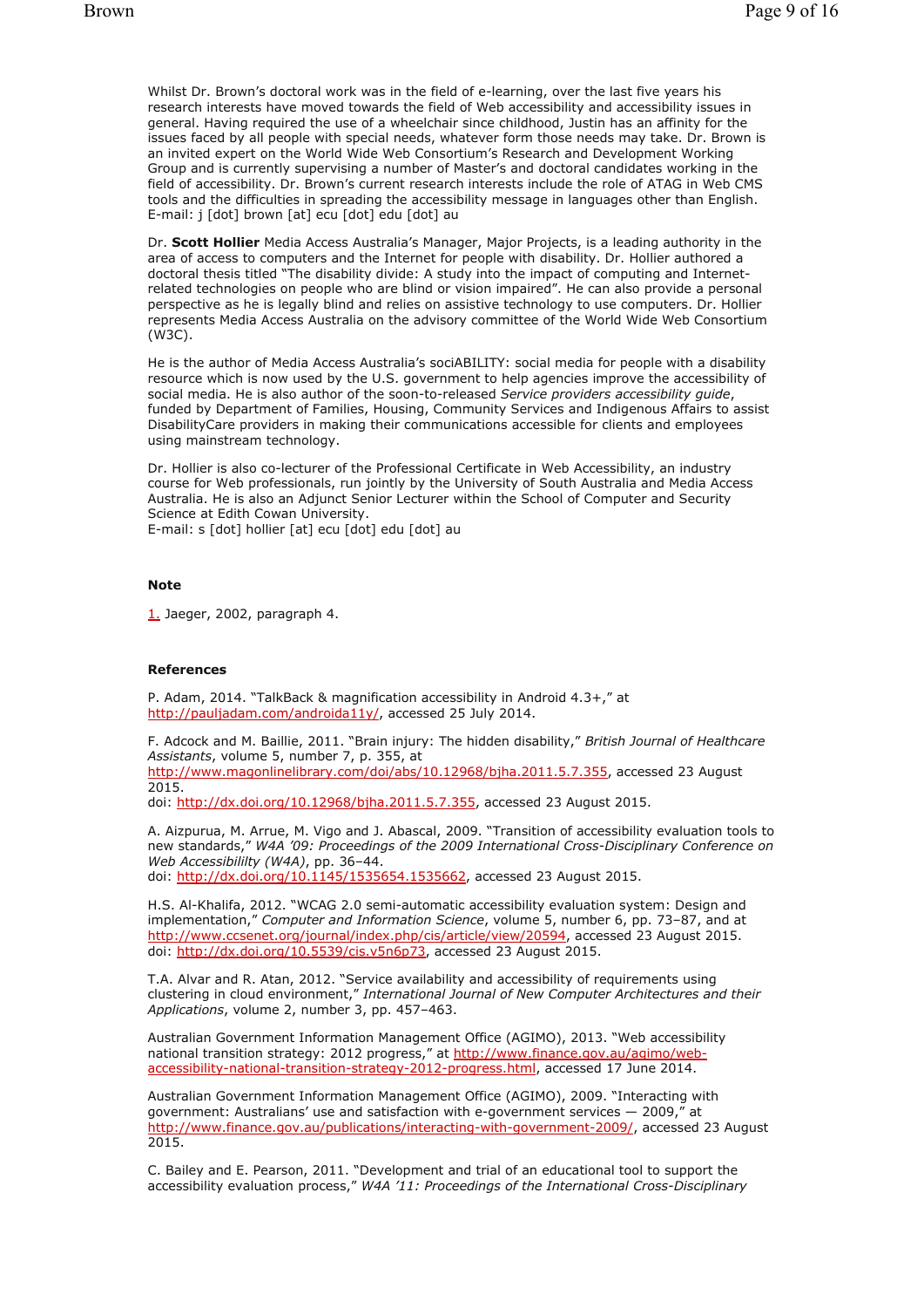Whilst Dr. Brown's doctoral work was in the field of e-learning, over the last five years his research interests have moved towards the field of Web accessibility and accessibility issues in general. Having required the use of a wheelchair since childhood, Justin has an affinity for the issues faced by all people with special needs, whatever form those needs may take. Dr. Brown is an invited expert on the World Wide Web Consortium's Research and Development Working Group and is currently supervising a number of Master's and doctoral candidates working in the field of accessibility. Dr. Brown's current research interests include the role of ATAG in Web CMS tools and the difficulties in spreading the accessibility message in languages other than English.
E-mail: j [dot] brown [at] ecu [dot] edu [dot] au

Dr. **Scott Hollier** Media Access Australia's Manager, Major Projects, is a leading authority in the area of access to computers and the Internet for people with disability. Dr. Hollier authored a doctoral thesis titled "The disability divide: A study into the impact of computing and Internet-related technologies on people who are blind or vision impaired". He can also provide a personal perspective as he is legally blind and relies on assistive technology to use computers. Dr. Hollier represents Media Access Australia on the advisory committee of the World Wide Web Consortium (W3C).

He is the author of Media Access Australia's sociABILITY: social media for people with a disability resource which is now used by the U.S. government to help agencies improve the accessibility of social media. He is also author of the soon-to-released *Service providers accessibility guide*, funded by Department of Families, Housing, Community Services and Indigenous Affairs to assist DisabilityCare providers in making their communications accessible for clients and employees using mainstream technology.

Dr. Hollier is also co-lecturer of the Professional Certificate in Web Accessibility, an industry course for Web professionals, run jointly by the University of South Australia and Media Access Australia. He is also an Adjunct Senior Lecturer within the School of Computer and Security Science at Edith Cowan University.
E-mail: s [dot] hollier [at] ecu [dot] edu [dot] au

### Note

1. Jaeger, 2002, paragraph 4.

### References

P. Adam, 2014. "TalkBack & magnification accessibility in Android 4.3+," at http://pauljadam.com/androida11y/, accessed 25 July 2014.

F. Adcock and M. Baillie, 2011. "Brain injury: The hidden disability," *British Journal of Healthcare Assistants*, volume 5, number 7, p. 355, at http://www.magonlinelibrary.com/doi/abs/10.12968/bjha.2011.5.7.355, accessed 23 August 2015.
doi: http://dx.doi.org/10.12968/bjha.2011.5.7.355, accessed 23 August 2015.

A. Aizpurua, M. Arrue, M. Vigo and J. Abascal, 2009. "Transition of accessibility evaluation tools to new standards," *W4A '09: Proceedings of the 2009 International Cross-Disciplinary Conference on Web Accessibililty (W4A)*, pp. 36–44.
doi: http://dx.doi.org/10.1145/1535654.1535662, accessed 23 August 2015.

H.S. Al-Khalifa, 2012. "WCAG 2.0 semi-automatic accessibility evaluation system: Design and implementation," *Computer and Information Science*, volume 5, number 6, pp. 73–87, and at http://www.ccsenet.org/journal/index.php/cis/article/view/20594, accessed 23 August 2015.
doi: http://dx.doi.org/10.5539/cis.v5n6p73, accessed 23 August 2015.

T.A. Alvar and R. Atan, 2012. "Service availability and accessibility of requirements using clustering in cloud environment," *International Journal of New Computer Architectures and their Applications*, volume 2, number 3, pp. 457–463.

Australian Government Information Management Office (AGIMO), 2013. "Web accessibility national transition strategy: 2012 progress," at http://www.finance.gov.au/agimo/web-accessibility-national-transition-strategy-2012-progress.html, accessed 17 June 2014.

Australian Government Information Management Office (AGIMO), 2009. "Interacting with government: Australians' use and satisfaction with e-government services — 2009," at http://www.finance.gov.au/publications/interacting-with-government-2009/, accessed 23 August 2015.

C. Bailey and E. Pearson, 2011. "Development and trial of an educational tool to support the accessibility evaluation process," *W4A '11: Proceedings of the International Cross-Disciplinary*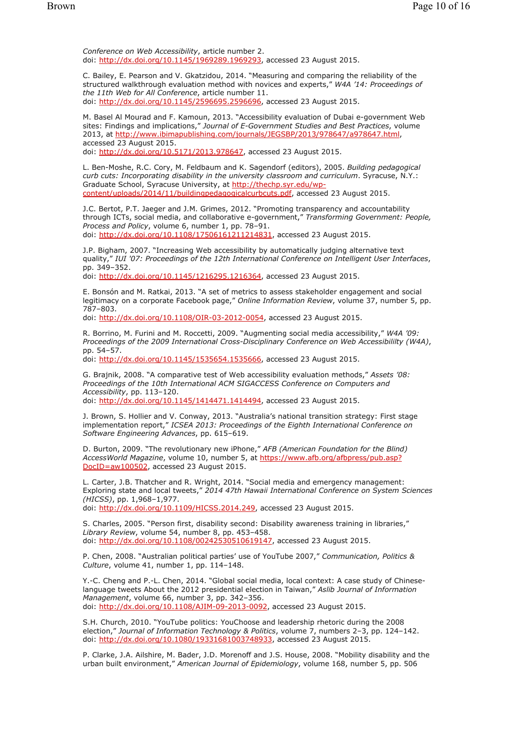*Conference on Web Accessibility*, article number 2.
doi: http://dx.doi.org/10.1145/1969289.1969293, accessed 23 August 2015.

C. Bailey, E. Pearson and V. Gkatzidou, 2014. "Measuring and comparing the reliability of the structured walkthrough evaluation method with novices and experts," *W4A '14: Proceedings of the 11th Web for All Conference*, article number 11.
doi: http://dx.doi.org/10.1145/2596695.2596696, accessed 23 August 2015.

M. Basel Al Mourad and F. Kamoun, 2013. "Accessibility evaluation of Dubai e-government Web sites: Findings and implications," *Journal of E-Government Studies and Best Practices*, volume 2013, at http://www.ibimapublishing.com/journals/JEGSBP/2013/978647/a978647.html, accessed 23 August 2015.
doi: http://dx.doi.org/10.5171/2013.978647, accessed 23 August 2015.

L. Ben-Moshe, R.C. Cory, M. Feldbaum and K. Sagendorf (editors), 2005. *Building pedagogical curb cuts: Incorporating disability in the university classroom and curriculum*. Syracuse, N.Y.: Graduate School, Syracuse University, at http://thechp.syr.edu/wp-content/uploads/2014/11/buildingpedagogicalcurbcuts.pdf, accessed 23 August 2015.

J.C. Bertot, P.T. Jaeger and J.M. Grimes, 2012. "Promoting transparency and accountability through ICTs, social media, and collaborative e-government," *Transforming Government: People, Process and Policy*, volume 6, number 1, pp. 78–91.
doi: http://dx.doi.org/10.1108/17506161211214831, accessed 23 August 2015.

J.P. Bigham, 2007. "Increasing Web accessibility by automatically judging alternative text quality," *IUI '07: Proceedings of the 12th International Conference on Intelligent User Interfaces*, pp. 349–352.
doi: http://dx.doi.org/10.1145/1216295.1216364, accessed 23 August 2015.

E. Bonsón and M. Ratkai, 2013. "A set of metrics to assess stakeholder engagement and social legitimacy on a corporate Facebook page," *Online Information Review*, volume 37, number 5, pp. 787–803.
doi: http://dx.doi.org/10.1108/OIR-03-2012-0054, accessed 23 August 2015.

R. Borrino, M. Furini and M. Roccetti, 2009. "Augmenting social media accessibility," *W4A '09: Proceedings of the 2009 International Cross-Disciplinary Conference on Web Accessibililty (W4A)*, pp. 54–57.
doi: http://dx.doi.org/10.1145/1535654.1535666, accessed 23 August 2015.

G. Brajnik, 2008. "A comparative test of Web accessibility evaluation methods," *Assets '08: Proceedings of the 10th International ACM SIGACCESS Conference on Computers and Accessibility*, pp. 113–120.
doi: http://dx.doi.org/10.1145/1414471.1414494, accessed 23 August 2015.

J. Brown, S. Hollier and V. Conway, 2013. "Australia's national transition strategy: First stage implementation report," *ICSEA 2013: Proceedings of the Eighth International Conference on Software Engineering Advances*, pp. 615–619.

D. Burton, 2009. "The revolutionary new iPhone," *AFB (American Foundation for the Blind) AccessWorld Magazine*, volume 10, number 5, at https://www.afb.org/afbpress/pub.asp?DocID=aw100502, accessed 23 August 2015.

L. Carter, J.B. Thatcher and R. Wright, 2014. "Social media and emergency management: Exploring state and local tweets," *2014 47th Hawaii International Conference on System Sciences (HICSS)*, pp. 1,968–1,977.
doi: http://dx.doi.org/10.1109/HICSS.2014.249, accessed 23 August 2015.

S. Charles, 2005. "Person first, disability second: Disability awareness training in libraries," *Library Review*, volume 54, number 8, pp. 453–458.
doi: http://dx.doi.org/10.1108/00242530510619147, accessed 23 August 2015.

P. Chen, 2008. "Australian political parties' use of YouTube 2007," *Communication, Politics & Culture*, volume 41, number 1, pp. 114–148.

Y.-C. Cheng and P.-L. Chen, 2014. "Global social media, local context: A case study of Chinese-language tweets About the 2012 presidential election in Taiwan," *Aslib Journal of Information Management*, volume 66, number 3, pp. 342–356.
doi: http://dx.doi.org/10.1108/AJIM-09-2013-0092, accessed 23 August 2015.

S.H. Church, 2010. "YouTube politics: YouChoose and leadership rhetoric during the 2008 election," *Journal of Information Technology & Politics*, volume 7, numbers 2–3, pp. 124–142.
doi: http://dx.doi.org/10.1080/19331681003748933, accessed 23 August 2015.

P. Clarke, J.A. Ailshire, M. Bader, J.D. Morenoff and J.S. House, 2008. "Mobility disability and the urban built environment," *American Journal of Epidemiology*, volume 168, number 5, pp. 506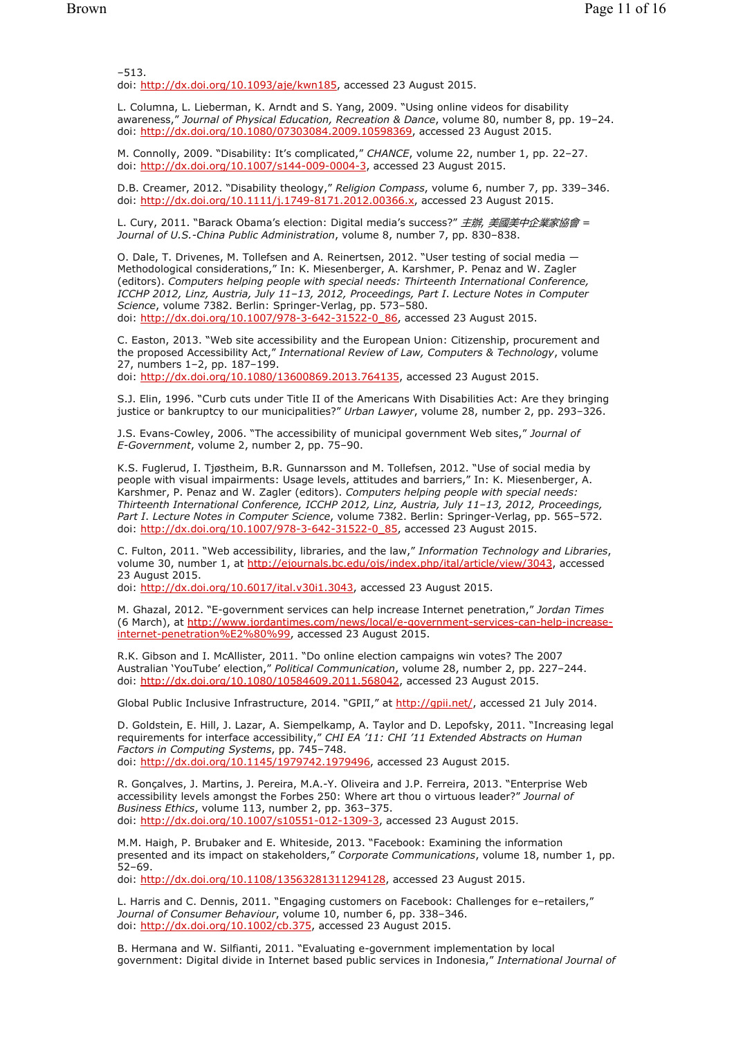–513.
doi: http://dx.doi.org/10.1093/aje/kwn185, accessed 23 August 2015.

L. Columna, L. Lieberman, K. Arndt and S. Yang, 2009. “Using online videos for disability awareness,” *Journal of Physical Education, Recreation & Dance*, volume 80, number 8, pp. 19–24.
doi: http://dx.doi.org/10.1080/07303084.2009.10598369, accessed 23 August 2015.

M. Connolly, 2009. “Disability: It’s complicated,” *CHANCE*, volume 22, number 1, pp. 22–27.
doi: http://dx.doi.org/10.1007/s144-009-0004-3, accessed 23 August 2015.

D.B. Creamer, 2012. “Disability theology,” *Religion Compass*, volume 6, number 7, pp. 339–346.
doi: http://dx.doi.org/10.1111/j.1749-8171.2012.00366.x, accessed 23 August 2015.

L. Cury, 2011. “Barack Obama’s election: Digital media’s success?” *主辦, 美國美中企業家協會 = Journal of U.S.-China Public Administration*, volume 8, number 7, pp. 830–838.

O. Dale, T. Drivenes, M. Tollefsen and A. Reinertsen, 2012. “User testing of social media — Methodological considerations,” In: K. Miesenberger, A. Karshmer, P. Penaz and W. Zagler (editors). *Computers helping people with special needs: Thirteenth International Conference, ICCHP 2012, Linz, Austria, July 11–13, 2012, Proceedings, Part I. Lecture Notes in Computer Science*, volume 7382. Berlin: Springer-Verlag, pp. 573–580.
doi: http://dx.doi.org/10.1007/978-3-642-31522-0_86, accessed 23 August 2015.

C. Easton, 2013. “Web site accessibility and the European Union: Citizenship, procurement and the proposed Accessibility Act,” *International Review of Law, Computers & Technology*, volume 27, numbers 1–2, pp. 187–199.
doi: http://dx.doi.org/10.1080/13600869.2013.764135, accessed 23 August 2015.

S.J. Elin, 1996. “Curb cuts under Title II of the Americans With Disabilities Act: Are they bringing justice or bankruptcy to our municipalities?” *Urban Lawyer*, volume 28, number 2, pp. 293–326.

J.S. Evans-Cowley, 2006. “The accessibility of municipal government Web sites,” *Journal of E-Government*, volume 2, number 2, pp. 75–90.

K.S. Fuglerud, I. Tjøstheim, B.R. Gunnarsson and M. Tollefsen, 2012. “Use of social media by people with visual impairments: Usage levels, attitudes and barriers,” In: K. Miesenberger, A. Karshmer, P. Penaz and W. Zagler (editors). *Computers helping people with special needs: Thirteenth International Conference, ICCHP 2012, Linz, Austria, July 11–13, 2012, Proceedings, Part I. Lecture Notes in Computer Science*, volume 7382. Berlin: Springer-Verlag, pp. 565–572.
doi: http://dx.doi.org/10.1007/978-3-642-31522-0_85, accessed 23 August 2015.

C. Fulton, 2011. “Web accessibility, libraries, and the law,” *Information Technology and Libraries*, volume 30, number 1, at http://ejournals.bc.edu/ojs/index.php/ital/article/view/3043, accessed 23 August 2015.
doi: http://dx.doi.org/10.6017/ital.v30i1.3043, accessed 23 August 2015.

M. Ghazal, 2012. “E-government services can help increase Internet penetration,” *Jordan Times* (6 March), at http://www.jordantimes.com/news/local/e-government-services-can-help-increase-internet-penetration%E2%80%99, accessed 23 August 2015.

R.K. Gibson and I. McAllister, 2011. “Do online election campaigns win votes? The 2007 Australian ‘YouTube’ election,” *Political Communication*, volume 28, number 2, pp. 227–244.
doi: http://dx.doi.org/10.1080/10584609.2011.568042, accessed 23 August 2015.

Global Public Inclusive Infrastructure, 2014. “GPII,” at http://gpii.net/, accessed 21 July 2014.

D. Goldstein, E. Hill, J. Lazar, A. Siempelkamp, A. Taylor and D. Lepofsky, 2011. “Increasing legal requirements for interface accessibility,” *CHI EA ’11: CHI ’11 Extended Abstracts on Human Factors in Computing Systems*, pp. 745–748.
doi: http://dx.doi.org/10.1145/1979742.1979496, accessed 23 August 2015.

R. Gonçalves, J. Martins, J. Pereira, M.A.-Y. Oliveira and J.P. Ferreira, 2013. “Enterprise Web accessibility levels amongst the Forbes 250: Where art thou o virtuous leader?” *Journal of Business Ethics*, volume 113, number 2, pp. 363–375.
doi: http://dx.doi.org/10.1007/s10551-012-1309-3, accessed 23 August 2015.

M.M. Haigh, P. Brubaker and E. Whiteside, 2013. “Facebook: Examining the information presented and its impact on stakeholders,” *Corporate Communications*, volume 18, number 1, pp. 52–69.
doi: http://dx.doi.org/10.1108/13563281311294128, accessed 23 August 2015.

L. Harris and C. Dennis, 2011. “Engaging customers on Facebook: Challenges for e–retailers,” *Journal of Consumer Behaviour*, volume 10, number 6, pp. 338–346.
doi: http://dx.doi.org/10.1002/cb.375, accessed 23 August 2015.

B. Hermana and W. Silfianti, 2011. “Evaluating e-government implementation by local government: Digital divide in Internet based public services in Indonesia,” *International Journal of*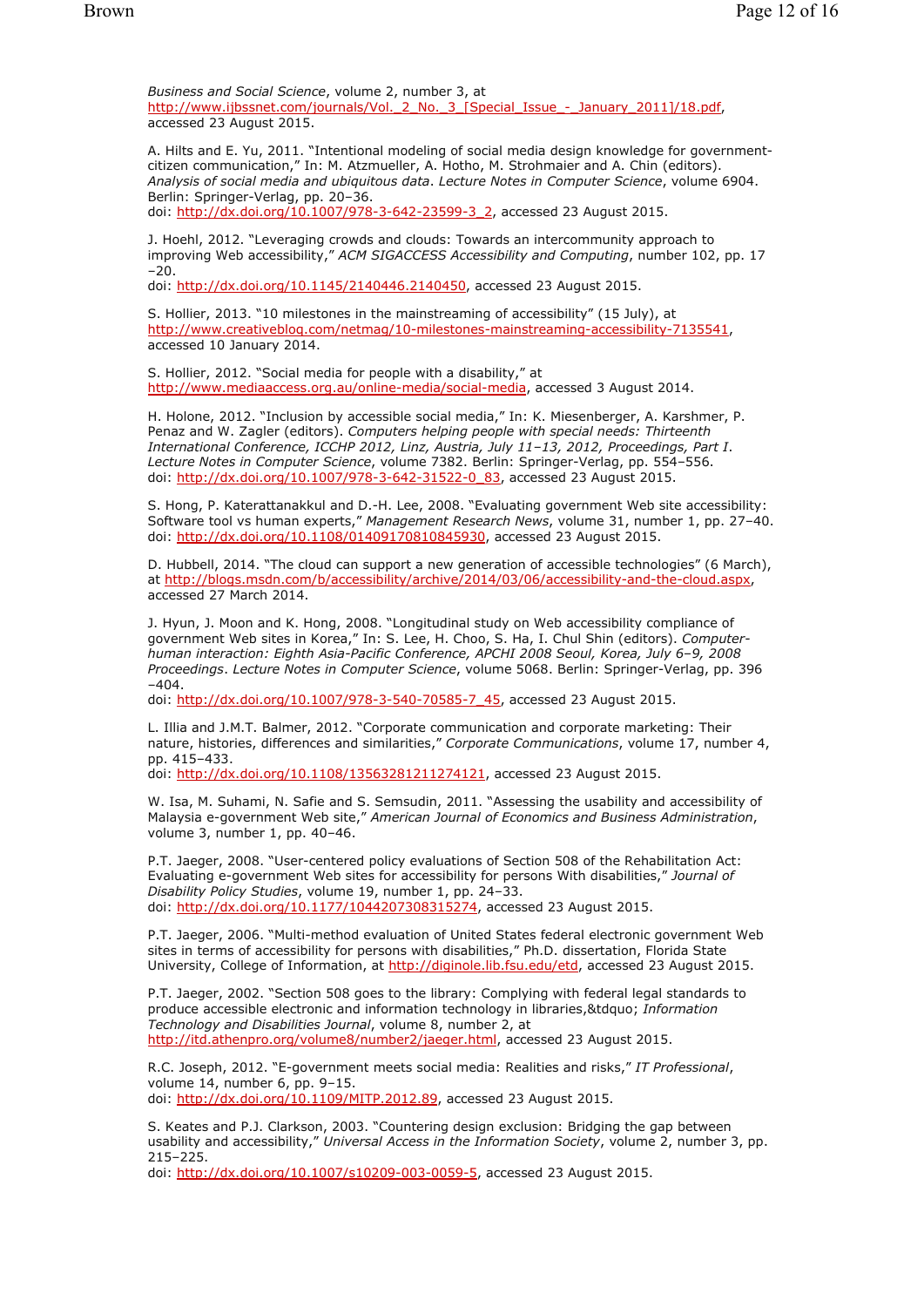*Business and Social Science*, volume 2, number 3, at http://www.ijbssnet.com/journals/Vol._2_No._3_[Special_Issue_-_January_2011]/18.pdf, accessed 23 August 2015.

A. Hilts and E. Yu, 2011. "Intentional modeling of social media design knowledge for government-citizen communication," In: M. Atzmueller, A. Hotho, M. Strohmaier and A. Chin (editors). *Analysis of social media and ubiquitous data*. *Lecture Notes in Computer Science*, volume 6904. Berlin: Springer-Verlag, pp. 20–36.
doi: http://dx.doi.org/10.1007/978-3-642-23599-3_2, accessed 23 August 2015.

J. Hoehl, 2012. "Leveraging crowds and clouds: Towards an intercommunity approach to improving Web accessibility," *ACM SIGACCESS Accessibility and Computing*, number 102, pp. 17–20.
doi: http://dx.doi.org/10.1145/2140446.2140450, accessed 23 August 2015.

S. Hollier, 2013. "10 milestones in the mainstreaming of accessibility" (15 July), at http://www.creativebloq.com/netmag/10-milestones-mainstreaming-accessibility-7135541, accessed 10 January 2014.

S. Hollier, 2012. "Social media for people with a disability," at http://www.mediaaccess.org.au/online-media/social-media, accessed 3 August 2014.

H. Holone, 2012. "Inclusion by accessible social media," In: K. Miesenberger, A. Karshmer, P. Penaz and W. Zagler (editors). *Computers helping people with special needs: Thirteenth International Conference, ICCHP 2012, Linz, Austria, July 11–13, 2012, Proceedings, Part I*. *Lecture Notes in Computer Science*, volume 7382. Berlin: Springer-Verlag, pp. 554–556.
doi: http://dx.doi.org/10.1007/978-3-642-31522-0_83, accessed 23 August 2015.

S. Hong, P. Katerattanakkul and D.-H. Lee, 2008. "Evaluating government Web site accessibility: Software tool vs human experts," *Management Research News*, volume 31, number 1, pp. 27–40.
doi: http://dx.doi.org/10.1108/01409170810845930, accessed 23 August 2015.

D. Hubbell, 2014. "The cloud can support a new generation of accessible technologies" (6 March), at http://blogs.msdn.com/b/accessibility/archive/2014/03/06/accessibility-and-the-cloud.aspx, accessed 27 March 2014.

J. Hyun, J. Moon and K. Hong, 2008. "Longitudinal study on Web accessibility compliance of government Web sites in Korea," In: S. Lee, H. Choo, S. Ha, I. Chul Shin (editors). *Computer-human interaction: Eighth Asia-Pacific Conference, APCHI 2008 Seoul, Korea, July 6–9, 2008 Proceedings*. *Lecture Notes in Computer Science*, volume 5068. Berlin: Springer-Verlag, pp. 396–404.
doi: http://dx.doi.org/10.1007/978-3-540-70585-7_45, accessed 23 August 2015.

L. Illia and J.M.T. Balmer, 2012. "Corporate communication and corporate marketing: Their nature, histories, differences and similarities," *Corporate Communications*, volume 17, number 4, pp. 415–433.
doi: http://dx.doi.org/10.1108/13563281211274121, accessed 23 August 2015.

W. Isa, M. Suhami, N. Safie and S. Semsudin, 2011. "Assessing the usability and accessibility of Malaysia e-government Web site," *American Journal of Economics and Business Administration*, volume 3, number 1, pp. 40–46.

P.T. Jaeger, 2008. "User-centered policy evaluations of Section 508 of the Rehabilitation Act: Evaluating e-government Web sites for accessibility for persons With disabilities," *Journal of Disability Policy Studies*, volume 19, number 1, pp. 24–33.
doi: http://dx.doi.org/10.1177/1044207308315274, accessed 23 August 2015.

P.T. Jaeger, 2006. "Multi-method evaluation of United States federal electronic government Web sites in terms of accessibility for persons with disabilities," Ph.D. dissertation, Florida State University, College of Information, at http://diginole.lib.fsu.edu/etd, accessed 23 August 2015.

P.T. Jaeger, 2002. "Section 508 goes to the library: Complying with federal legal standards to produce accessible electronic and information technology in libraries,&tdquo; *Information Technology and Disabilities Journal*, volume 8, number 2, at http://itd.athenpro.org/volume8/number2/jaeger.html, accessed 23 August 2015.

R.C. Joseph, 2012. "E-government meets social media: Realities and risks," *IT Professional*, volume 14, number 6, pp. 9–15.
doi: http://dx.doi.org/10.1109/MITP.2012.89, accessed 23 August 2015.

S. Keates and P.J. Clarkson, 2003. "Countering design exclusion: Bridging the gap between usability and accessibility," *Universal Access in the Information Society*, volume 2, number 3, pp. 215–225.
doi: http://dx.doi.org/10.1007/s10209-003-0059-5, accessed 23 August 2015.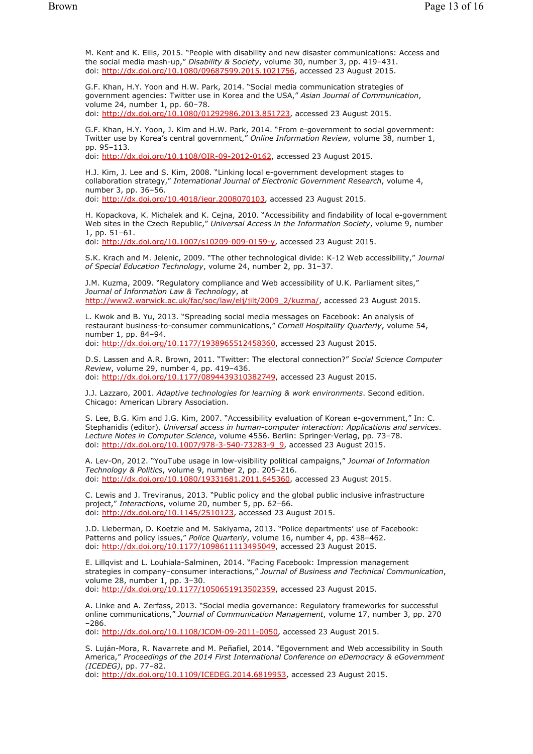M. Kent and K. Ellis, 2015. "People with disability and new disaster communications: Access and the social media mash-up," *Disability & Society*, volume 30, number 3, pp. 419–431.
doi: http://dx.doi.org/10.1080/09687599.2015.1021756, accessed 23 August 2015.

G.F. Khan, H.Y. Yoon and H.W. Park, 2014. "Social media communication strategies of government agencies: Twitter use in Korea and the USA," *Asian Journal of Communication*, volume 24, number 1, pp. 60–78.
doi: http://dx.doi.org/10.1080/01292986.2013.851723, accessed 23 August 2015.

G.F. Khan, H.Y. Yoon, J. Kim and H.W. Park, 2014. "From e-government to social government: Twitter use by Korea's central government," *Online Information Review*, volume 38, number 1, pp. 95–113.
doi: http://dx.doi.org/10.1108/OIR-09-2012-0162, accessed 23 August 2015.

H.J. Kim, J. Lee and S. Kim, 2008. "Linking local e-government development stages to collaboration strategy," *International Journal of Electronic Government Research*, volume 4, number 3, pp. 36–56.
doi: http://dx.doi.org/10.4018/jegr.2008070103, accessed 23 August 2015.

H. Kopackova, K. Michalek and K. Cejna, 2010. "Accessibility and findability of local e-government Web sites in the Czech Republic," *Universal Access in the Information Society*, volume 9, number 1, pp. 51–61.
doi: http://dx.doi.org/10.1007/s10209-009-0159-y, accessed 23 August 2015.

S.K. Krach and M. Jelenic, 2009. "The other technological divide: K-12 Web accessibility," *Journal of Special Education Technology*, volume 24, number 2, pp. 31–37.

J.M. Kuzma, 2009. "Regulatory compliance and Web accessibility of U.K. Parliament sites," *Journal of Information Law & Technology*, at
http://www2.warwick.ac.uk/fac/soc/law/elj/jilt/2009_2/kuzma/, accessed 23 August 2015.

L. Kwok and B. Yu, 2013. "Spreading social media messages on Facebook: An analysis of restaurant business-to-consumer communications," *Cornell Hospitality Quarterly*, volume 54, number 1, pp. 84–94.
doi: http://dx.doi.org/10.1177/1938965512458360, accessed 23 August 2015.

D.S. Lassen and A.R. Brown, 2011. "Twitter: The electoral connection?" *Social Science Computer Review*, volume 29, number 4, pp. 419–436.
doi: http://dx.doi.org/10.1177/0894439310382749, accessed 23 August 2015.

J.J. Lazzaro, 2001. *Adaptive technologies for learning & work environments*. Second edition. Chicago: American Library Association.

S. Lee, B.G. Kim and J.G. Kim, 2007. "Accessibility evaluation of Korean e-government," In: C. Stephanidis (editor). *Universal access in human-computer interaction: Applications and services*. *Lecture Notes in Computer Science*, volume 4556. Berlin: Springer-Verlag, pp. 73–78.
doi: http://dx.doi.org/10.1007/978-3-540-73283-9_9, accessed 23 August 2015.

A. Lev-On, 2012. "YouTube usage in low-visibility political campaigns," *Journal of Information Technology & Politics*, volume 9, number 2, pp. 205–216.
doi: http://dx.doi.org/10.1080/19331681.2011.645360, accessed 23 August 2015.

C. Lewis and J. Treviranus, 2013. "Public policy and the global public inclusive infrastructure project," *Interactions*, volume 20, number 5, pp. 62–66.
doi: http://dx.doi.org/10.1145/2510123, accessed 23 August 2015.

J.D. Lieberman, D. Koetzle and M. Sakiyama, 2013. "Police departments' use of Facebook: Patterns and policy issues," *Police Quarterly*, volume 16, number 4, pp. 438–462.
doi: http://dx.doi.org/10.1177/1098611113495049, accessed 23 August 2015.

E. Lillqvist and L. Louhiala-Salminen, 2014. "Facing Facebook: Impression management strategies in company–consumer interactions," *Journal of Business and Technical Communication*, volume 28, number 1, pp. 3–30.
doi: http://dx.doi.org/10.1177/1050651913502359, accessed 23 August 2015.

A. Linke and A. Zerfass, 2013. "Social media governance: Regulatory frameworks for successful online communications," *Journal of Communication Management*, volume 17, number 3, pp. 270–286.
doi: http://dx.doi.org/10.1108/JCOM-09-2011-0050, accessed 23 August 2015.

S. Luján-Mora, R. Navarrete and M. Peñafiel, 2014. "Egovernment and Web accessibility in South America," *Proceedings of the 2014 First International Conference on eDemocracy & eGovernment (ICEDEG)*, pp. 77–82.
doi: http://dx.doi.org/10.1109/ICEDEG.2014.6819953, accessed 23 August 2015.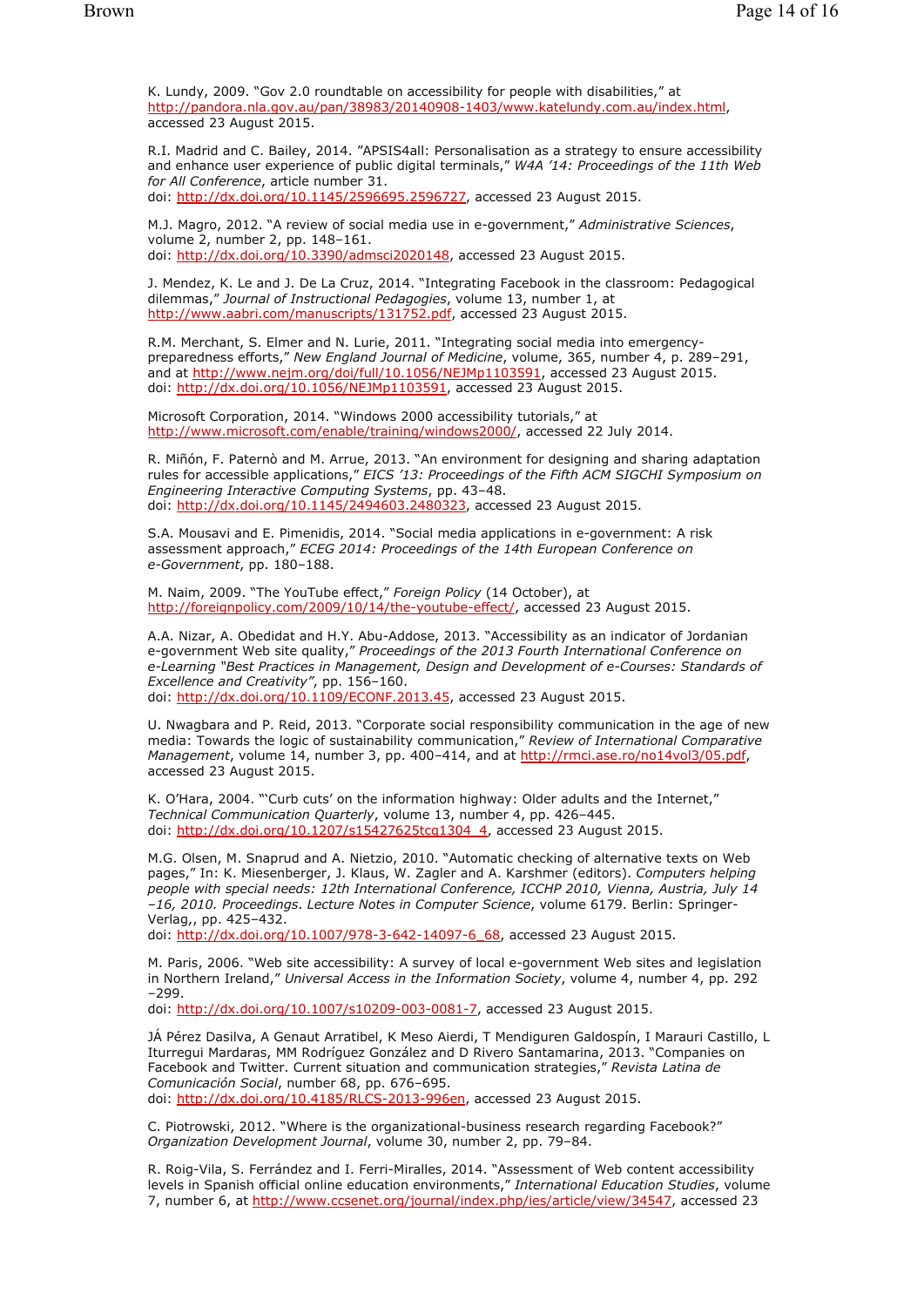K. Lundy, 2009. "Gov 2.0 roundtable on accessibility for people with disabilities," at http://pandora.nla.gov.au/pan/38983/20140908-1403/www.katelundy.com.au/index.html, accessed 23 August 2015.

R.I. Madrid and C. Bailey, 2014. "APSIS4all: Personalisation as a strategy to ensure accessibility and enhance user experience of public digital terminals," *W4A '14: Proceedings of the 11th Web for All Conference*, article number 31.
doi: http://dx.doi.org/10.1145/2596695.2596727, accessed 23 August 2015.

M.J. Magro, 2012. "A review of social media use in e-government," *Administrative Sciences*, volume 2, number 2, pp. 148–161.
doi: http://dx.doi.org/10.3390/admsci2020148, accessed 23 August 2015.

J. Mendez, K. Le and J. De La Cruz, 2014. "Integrating Facebook in the classroom: Pedagogical dilemmas," *Journal of Instructional Pedagogies*, volume 13, number 1, at http://www.aabri.com/manuscripts/131752.pdf, accessed 23 August 2015.

R.M. Merchant, S. Elmer and N. Lurie, 2011. "Integrating social media into emergency-preparedness efforts," *New England Journal of Medicine*, volume, 365, number 4, p. 289–291, and at http://www.nejm.org/doi/full/10.1056/NEJMp1103591, accessed 23 August 2015.
doi: http://dx.doi.org/10.1056/NEJMp1103591, accessed 23 August 2015.

Microsoft Corporation, 2014. "Windows 2000 accessibility tutorials," at http://www.microsoft.com/enable/training/windows2000/, accessed 22 July 2014.

R. Miñón, F. Paternò and M. Arrue, 2013. "An environment for designing and sharing adaptation rules for accessible applications," *EICS '13: Proceedings of the Fifth ACM SIGCHI Symposium on Engineering Interactive Computing Systems*, pp. 43–48.
doi: http://dx.doi.org/10.1145/2494603.2480323, accessed 23 August 2015.

S.A. Mousavi and E. Pimenidis, 2014. "Social media applications in e-government: A risk assessment approach," *ECEG 2014: Proceedings of the 14th European Conference on e-Government*, pp. 180–188.

M. Naim, 2009. "The YouTube effect," *Foreign Policy* (14 October), at http://foreignpolicy.com/2009/10/14/the-youtube-effect/, accessed 23 August 2015.

A.A. Nizar, A. Obedidat and H.Y. Abu-Addose, 2013. "Accessibility as an indicator of Jordanian e-government Web site quality," *Proceedings of the 2013 Fourth International Conference on e-Learning "Best Practices in Management, Design and Development of e-Courses: Standards of Excellence and Creativity"*, pp. 156–160.
doi: http://dx.doi.org/10.1109/ECONF.2013.45, accessed 23 August 2015.

U. Nwagbara and P. Reid, 2013. "Corporate social responsibility communication in the age of new media: Towards the logic of sustainability communication," *Review of International Comparative Management*, volume 14, number 3, pp. 400–414, and at http://rmci.ase.ro/no14vol3/05.pdf, accessed 23 August 2015.

K. O'Hara, 2004. "'Curb cuts' on the information highway: Older adults and the Internet," *Technical Communication Quarterly*, volume 13, number 4, pp. 426–445.
doi: http://dx.doi.org/10.1207/s15427625tcq1304_4, accessed 23 August 2015.

M.G. Olsen, M. Snaprud and A. Nietzio, 2010. "Automatic checking of alternative texts on Web pages," In: K. Miesenberger, J. Klaus, W. Zagler and A. Karshmer (editors). *Computers helping people with special needs: 12th International Conference, ICCHP 2010, Vienna, Austria, July 14–16, 2010. Proceedings*. *Lecture Notes in Computer Science*, volume 6179. Berlin: Springer-Verlag,, pp. 425–432.
doi: http://dx.doi.org/10.1007/978-3-642-14097-6_68, accessed 23 August 2015.

M. Paris, 2006. "Web site accessibility: A survey of local e-government Web sites and legislation in Northern Ireland," *Universal Access in the Information Society*, volume 4, number 4, pp. 292–299.
doi: http://dx.doi.org/10.1007/s10209-003-0081-7, accessed 23 August 2015.

JÁ Pérez Dasilva, A Genaut Arratibel, K Meso Aierdi, T Mendiguren Galdospín, I Marauri Castillo, L Iturregui Mardaras, MM Rodríguez González and D Rivero Santamarina, 2013. "Companies on Facebook and Twitter. Current situation and communication strategies," *Revista Latina de Comunicación Social*, number 68, pp. 676–695.
doi: http://dx.doi.org/10.4185/RLCS-2013-996en, accessed 23 August 2015.

C. Piotrowski, 2012. "Where is the organizational-business research regarding Facebook?" *Organization Development Journal*, volume 30, number 2, pp. 79–84.

R. Roig-Vila, S. Ferrández and I. Ferri-Miralles, 2014. "Assessment of Web content accessibility levels in Spanish official online education environments," *International Education Studies*, volume 7, number 6, at http://www.ccsenet.org/journal/index.php/ies/article/view/34547, accessed 23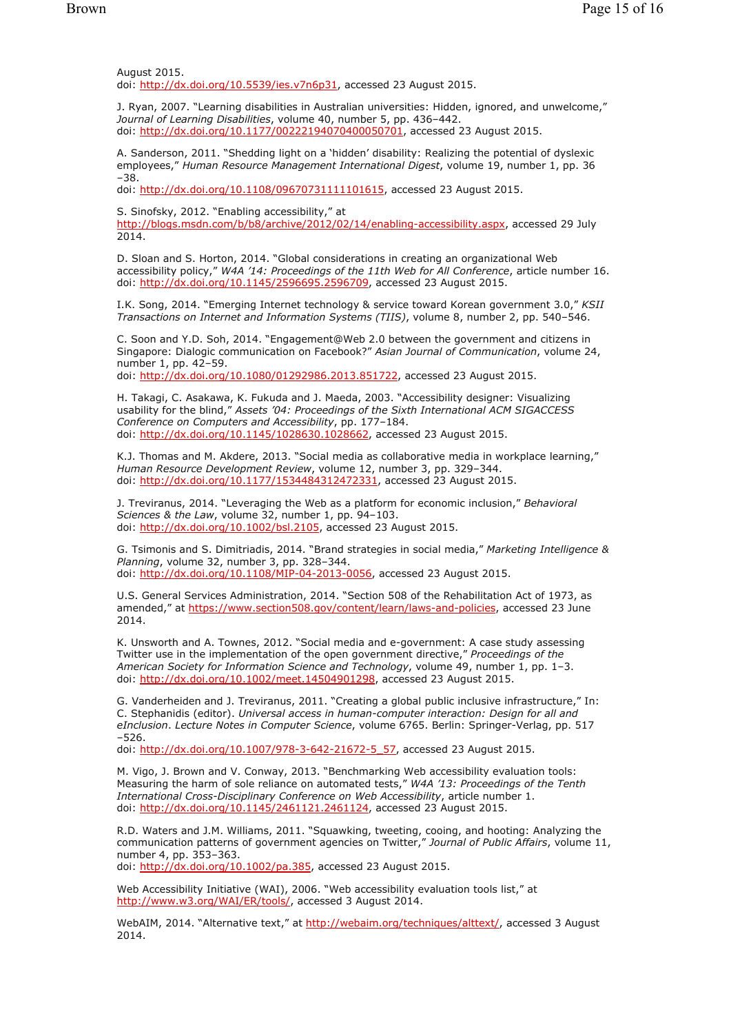August 2015.
doi: http://dx.doi.org/10.5539/ies.v7n6p31, accessed 23 August 2015.

J. Ryan, 2007. “Learning disabilities in Australian universities: Hidden, ignored, and unwelcome,” *Journal of Learning Disabilities*, volume 40, number 5, pp. 436–442.
doi: http://dx.doi.org/10.1177/00222194070400050701, accessed 23 August 2015.

A. Sanderson, 2011. “Shedding light on a ‘hidden’ disability: Realizing the potential of dyslexic employees,” *Human Resource Management International Digest*, volume 19, number 1, pp. 36–38.
doi: http://dx.doi.org/10.1108/09670731111101615, accessed 23 August 2015.

S. Sinofsky, 2012. “Enabling accessibility,” at http://blogs.msdn.com/b/b8/archive/2012/02/14/enabling-accessibility.aspx, accessed 29 July 2014.

D. Sloan and S. Horton, 2014. “Global considerations in creating an organizational Web accessibility policy,” *W4A ’14: Proceedings of the 11th Web for All Conference*, article number 16.
doi: http://dx.doi.org/10.1145/2596695.2596709, accessed 23 August 2015.

I.K. Song, 2014. “Emerging Internet technology & service toward Korean government 3.0,” *KSII Transactions on Internet and Information Systems (TIIS)*, volume 8, number 2, pp. 540–546.

C. Soon and Y.D. Soh, 2014. “Engagement@Web 2.0 between the government and citizens in Singapore: Dialogic communication on Facebook?” *Asian Journal of Communication*, volume 24, number 1, pp. 42–59.
doi: http://dx.doi.org/10.1080/01292986.2013.851722, accessed 23 August 2015.

H. Takagi, C. Asakawa, K. Fukuda and J. Maeda, 2003. “Accessibility designer: Visualizing usability for the blind,” *Assets ’04: Proceedings of the Sixth International ACM SIGACCESS Conference on Computers and Accessibility*, pp. 177–184.
doi: http://dx.doi.org/10.1145/1028630.1028662, accessed 23 August 2015.

K.J. Thomas and M. Akdere, 2013. “Social media as collaborative media in workplace learning,” *Human Resource Development Review*, volume 12, number 3, pp. 329–344.
doi: http://dx.doi.org/10.1177/1534484312472331, accessed 23 August 2015.

J. Treviranus, 2014. “Leveraging the Web as a platform for economic inclusion,” *Behavioral Sciences & the Law*, volume 32, number 1, pp. 94–103.
doi: http://dx.doi.org/10.1002/bsl.2105, accessed 23 August 2015.

G. Tsimonis and S. Dimitriadis, 2014. “Brand strategies in social media,” *Marketing Intelligence & Planning*, volume 32, number 3, pp. 328–344.
doi: http://dx.doi.org/10.1108/MIP-04-2013-0056, accessed 23 August 2015.

U.S. General Services Administration, 2014. “Section 508 of the Rehabilitation Act of 1973, as amended,” at https://www.section508.gov/content/learn/laws-and-policies, accessed 23 June 2014.

K. Unsworth and A. Townes, 2012. “Social media and e-government: A case study assessing Twitter use in the implementation of the open government directive,” *Proceedings of the American Society for Information Science and Technology*, volume 49, number 1, pp. 1–3.
doi: http://dx.doi.org/10.1002/meet.14504901298, accessed 23 August 2015.

G. Vanderheiden and J. Treviranus, 2011. “Creating a global public inclusive infrastructure,” In: C. Stephanidis (editor). *Universal access in human-computer interaction: Design for all and eInclusion*. *Lecture Notes in Computer Science*, volume 6765. Berlin: Springer-Verlag, pp. 517–526.
doi: http://dx.doi.org/10.1007/978-3-642-21672-5_57, accessed 23 August 2015.

M. Vigo, J. Brown and V. Conway, 2013. “Benchmarking Web accessibility evaluation tools: Measuring the harm of sole reliance on automated tests,” *W4A ’13: Proceedings of the Tenth International Cross-Disciplinary Conference on Web Accessibility*, article number 1.
doi: http://dx.doi.org/10.1145/2461121.2461124, accessed 23 August 2015.

R.D. Waters and J.M. Williams, 2011. “Squawking, tweeting, cooing, and hooting: Analyzing the communication patterns of government agencies on Twitter,” *Journal of Public Affairs*, volume 11, number 4, pp. 353–363.
doi: http://dx.doi.org/10.1002/pa.385, accessed 23 August 2015.

Web Accessibility Initiative (WAI), 2006. “Web accessibility evaluation tools list,” at http://www.w3.org/WAI/ER/tools/, accessed 3 August 2014.

WebAIM, 2014. “Alternative text,” at http://webaim.org/techniques/alttext/, accessed 3 August 2014.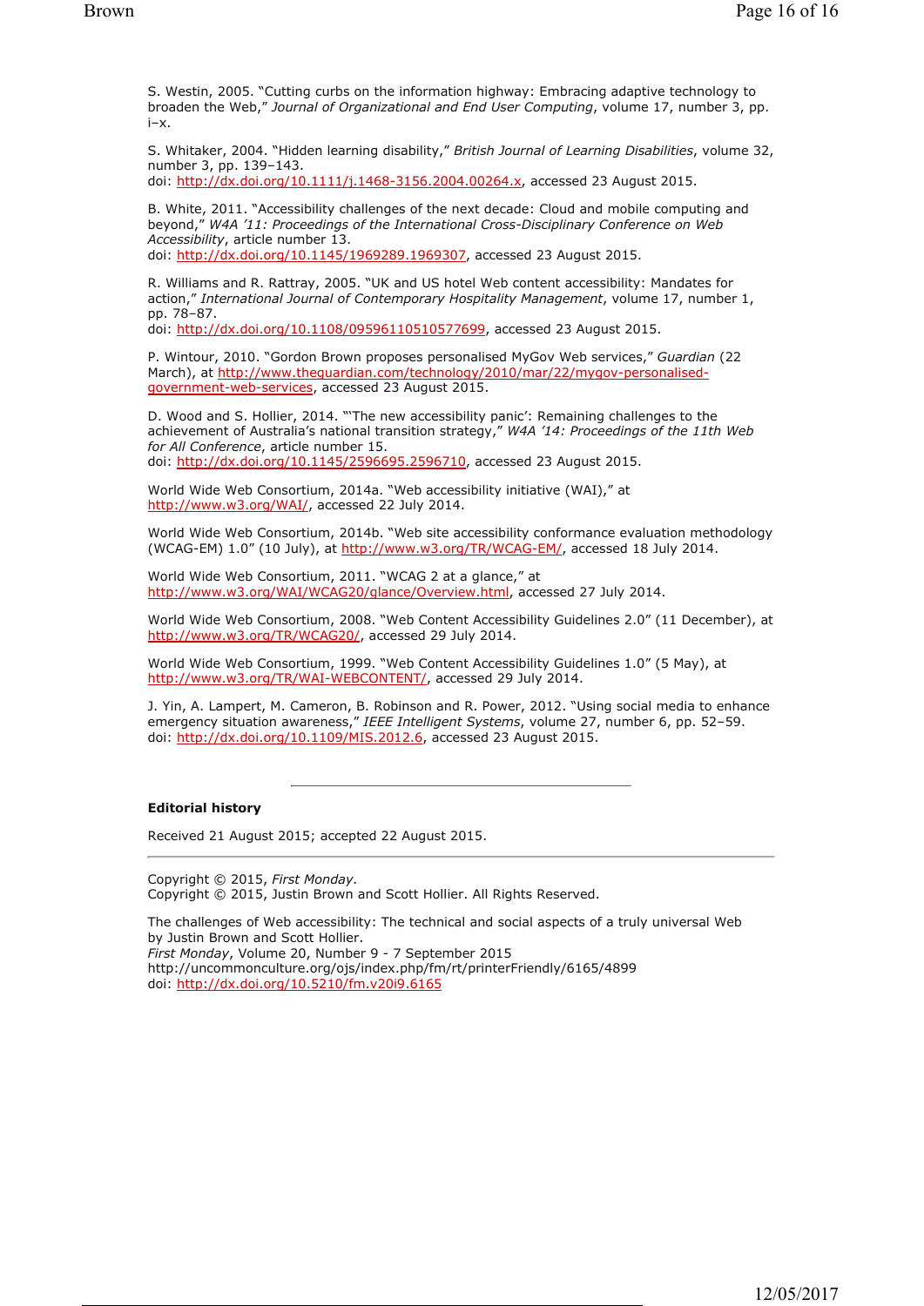S. Westin, 2005. "Cutting curbs on the information highway: Embracing adaptive technology to broaden the Web," *Journal of Organizational and End User Computing*, volume 17, number 3, pp. i–x.

S. Whitaker, 2004. "Hidden learning disability," *British Journal of Learning Disabilities*, volume 32, number 3, pp. 139–143.
doi: http://dx.doi.org/10.1111/j.1468-3156.2004.00264.x, accessed 23 August 2015.

B. White, 2011. "Accessibility challenges of the next decade: Cloud and mobile computing and beyond," *W4A '11: Proceedings of the International Cross-Disciplinary Conference on Web Accessibility*, article number 13.
doi: http://dx.doi.org/10.1145/1969289.1969307, accessed 23 August 2015.

R. Williams and R. Rattray, 2005. "UK and US hotel Web content accessibility: Mandates for action," *International Journal of Contemporary Hospitality Management*, volume 17, number 1, pp. 78–87.
doi: http://dx.doi.org/10.1108/09596110510577699, accessed 23 August 2015.

P. Wintour, 2010. "Gordon Brown proposes personalised MyGov Web services," *Guardian* (22 March), at http://www.theguardian.com/technology/2010/mar/22/mygov-personalised-government-web-services, accessed 23 August 2015.

D. Wood and S. Hollier, 2014. "'The new accessibility panic': Remaining challenges to the achievement of Australia's national transition strategy," *W4A '14: Proceedings of the 11th Web for All Conference*, article number 15.
doi: http://dx.doi.org/10.1145/2596695.2596710, accessed 23 August 2015.

World Wide Web Consortium, 2014a. "Web accessibility initiative (WAI)," at http://www.w3.org/WAI/, accessed 22 July 2014.

World Wide Web Consortium, 2014b. "Web site accessibility conformance evaluation methodology (WCAG-EM) 1.0" (10 July), at http://www.w3.org/TR/WCAG-EM/, accessed 18 July 2014.

World Wide Web Consortium, 2011. "WCAG 2 at a glance," at http://www.w3.org/WAI/WCAG20/glance/Overview.html, accessed 27 July 2014.

World Wide Web Consortium, 2008. "Web Content Accessibility Guidelines 2.0" (11 December), at http://www.w3.org/TR/WCAG20/, accessed 29 July 2014.

World Wide Web Consortium, 1999. "Web Content Accessibility Guidelines 1.0" (5 May), at http://www.w3.org/TR/WAI-WEBCONTENT/, accessed 29 July 2014.

J. Yin, A. Lampert, M. Cameron, B. Robinson and R. Power, 2012. "Using social media to enhance emergency situation awareness," *IEEE Intelligent Systems*, volume 27, number 6, pp. 52–59.
doi: http://dx.doi.org/10.1109/MIS.2012.6, accessed 23 August 2015.

---

**Editorial history**

Received 21 August 2015; accepted 22 August 2015.

---

Copyright © 2015, *First Monday*.
Copyright © 2015, Justin Brown and Scott Hollier. All Rights Reserved.

The challenges of Web accessibility: The technical and social aspects of a truly universal Web
by Justin Brown and Scott Hollier.
*First Monday*, Volume 20, Number 9 - 7 September 2015
http://uncommonculture.org/ojs/index.php/fm/rt/printerFriendly/6165/4899
doi: http://dx.doi.org/10.5210/fm.v20i9.6165